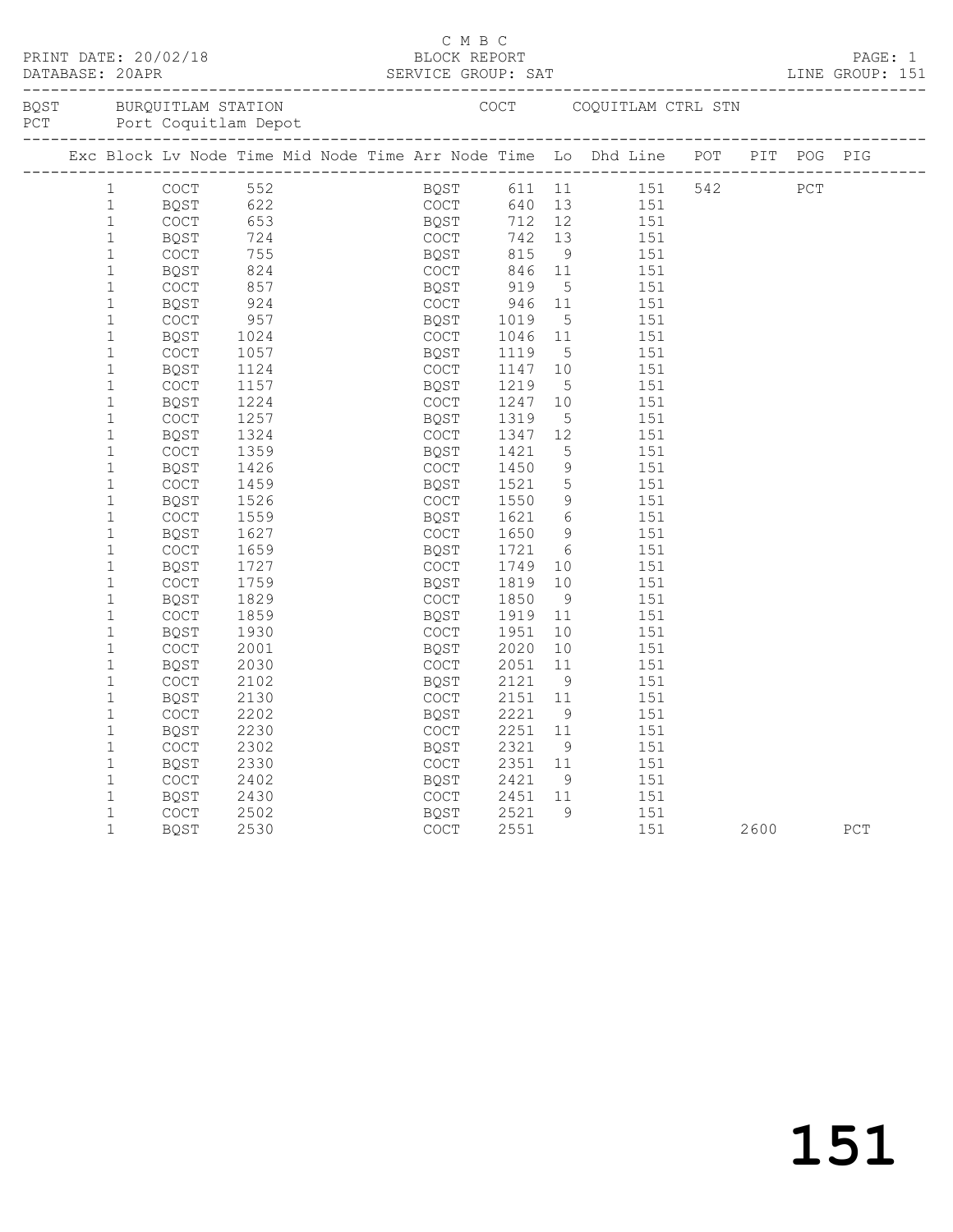C M B C

PRINT DATE: 20/02/18 BLOCK REPORT

DATABASE: 20APR SERVICE GROUP: SAT LINE GROUP: 151

BQST BURQUITLAM STATION COCT COQUITLAM CTRL STN
PCT Port Coquitlam Depot

| Exc | Block | Lv Node | Time | Mid Node | Time | Arr Node | Time | Lo | Dhd Line | POT | PIT | POG | PIG |
|---|---|---|---|---|---|---|---|---|---|---|---|---|---|
| | 1 | COCT | 552 | | | BQST | 611 | 11 | 151 | 542 | | PCT | |
| | 1 | BQST | 622 | | | COCT | 640 | 13 | 151 | | | | |
| | 1 | COCT | 653 | | | BQST | 712 | 12 | 151 | | | | |
| | 1 | BQST | 724 | | | COCT | 742 | 13 | 151 | | | | |
| | 1 | COCT | 755 | | | BQST | 815 | 9 | 151 | | | | |
| | 1 | BQST | 824 | | | COCT | 846 | 11 | 151 | | | | |
| | 1 | COCT | 857 | | | BQST | 919 | 5 | 151 | | | | |
| | 1 | BQST | 924 | | | COCT | 946 | 11 | 151 | | | | |
| | 1 | COCT | 957 | | | BQST | 1019 | 5 | 151 | | | | |
| | 1 | BQST | 1024 | | | COCT | 1046 | 11 | 151 | | | | |
| | 1 | COCT | 1057 | | | BQST | 1119 | 5 | 151 | | | | |
| | 1 | BQST | 1124 | | | COCT | 1147 | 10 | 151 | | | | |
| | 1 | COCT | 1157 | | | BQST | 1219 | 5 | 151 | | | | |
| | 1 | BQST | 1224 | | | COCT | 1247 | 10 | 151 | | | | |
| | 1 | COCT | 1257 | | | BQST | 1319 | 5 | 151 | | | | |
| | 1 | BQST | 1324 | | | COCT | 1347 | 12 | 151 | | | | |
| | 1 | COCT | 1359 | | | BQST | 1421 | 5 | 151 | | | | |
| | 1 | BQST | 1426 | | | COCT | 1450 | 9 | 151 | | | | |
| | 1 | COCT | 1459 | | | BQST | 1521 | 5 | 151 | | | | |
| | 1 | BQST | 1526 | | | COCT | 1550 | 9 | 151 | | | | |
| | 1 | COCT | 1559 | | | BQST | 1621 | 6 | 151 | | | | |
| | 1 | BQST | 1627 | | | COCT | 1650 | 9 | 151 | | | | |
| | 1 | COCT | 1659 | | | BQST | 1721 | 6 | 151 | | | | |
| | 1 | BQST | 1727 | | | COCT | 1749 | 10 | 151 | | | | |
| | 1 | COCT | 1759 | | | BQST | 1819 | 10 | 151 | | | | |
| | 1 | BQST | 1829 | | | COCT | 1850 | 9 | 151 | | | | |
| | 1 | COCT | 1859 | | | BQST | 1919 | 11 | 151 | | | | |
| | 1 | BQST | 1930 | | | COCT | 1951 | 10 | 151 | | | | |
| | 1 | COCT | 2001 | | | BQST | 2020 | 10 | 151 | | | | |
| | 1 | BQST | 2030 | | | COCT | 2051 | 11 | 151 | | | | |
| | 1 | COCT | 2102 | | | BQST | 2121 | 9 | 151 | | | | |
| | 1 | BQST | 2130 | | | COCT | 2151 | 11 | 151 | | | | |
| | 1 | COCT | 2202 | | | BQST | 2221 | 9 | 151 | | | | |
| | 1 | BQST | 2230 | | | COCT | 2251 | 11 | 151 | | | | |
| | 1 | COCT | 2302 | | | BQST | 2321 | 9 | 151 | | | | |
| | 1 | BQST | 2330 | | | COCT | 2351 | 11 | 151 | | | | |
| | 1 | COCT | 2402 | | | BQST | 2421 | 9 | 151 | | | | |
| | 1 | BQST | 2430 | | | COCT | 2451 | 11 | 151 | | | | |
| | 1 | COCT | 2502 | | | BQST | 2521 | 9 | 151 | | | | |
| | 1 | BQST | 2530 | | | COCT | 2551 | | 151 | | 2600 | | PCT |

151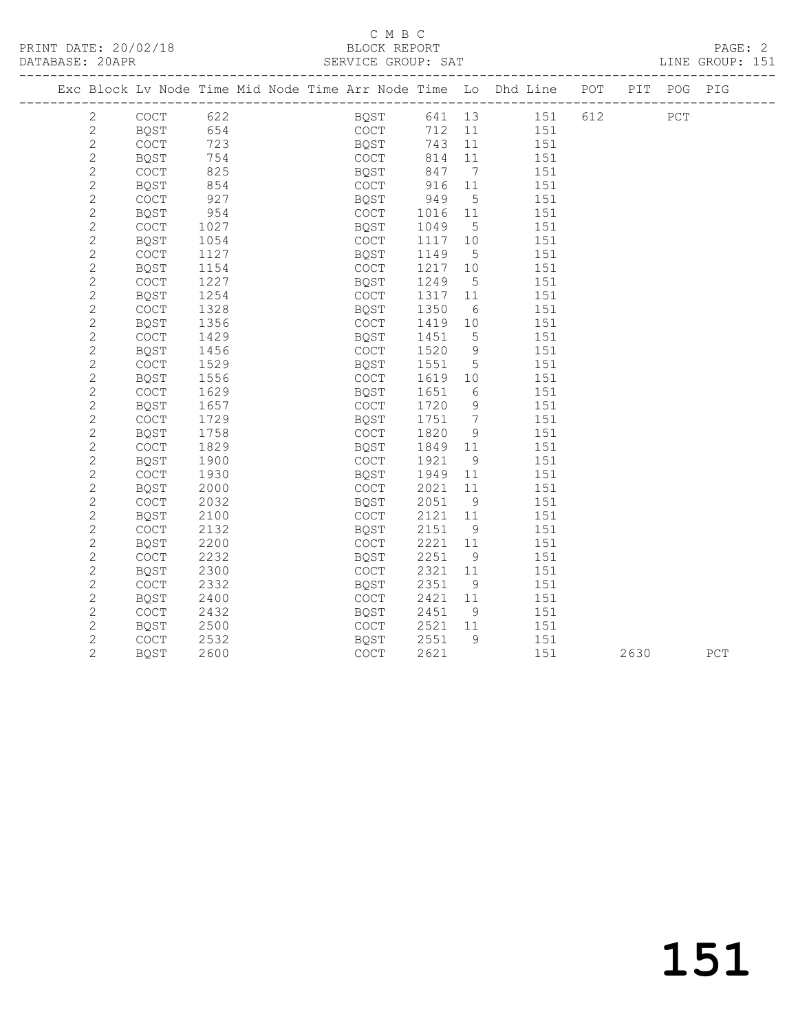C M B C

PRINT DATE: 20/02/18 BLOCK REPORT

DATABASE: 20APR SERVICE GROUP: SAT LINE GROUP: 151

| Exc | Block | Lv | Node | Time | Mid | Node | Time | Arr | Node | Time | Lo | Dhd | Line | POT | PIT | POG | PIG |
|---|---|---|---|---|---|---|---|---|---|---|---|---|---|---|---|---|---|
| | 2 | | COCT | 622 | | | | | BQST | 641 | 13 | | 151 | 612 | | PCT | |
| | 2 | | BQST | 654 | | | | | COCT | 712 | 11 | | 151 | | | | |
| | 2 | | COCT | 723 | | | | | BQST | 743 | 11 | | 151 | | | | |
| | 2 | | BQST | 754 | | | | | COCT | 814 | 11 | | 151 | | | | |
| | 2 | | COCT | 825 | | | | | BQST | 847 | 7 | | 151 | | | | |
| | 2 | | BQST | 854 | | | | | COCT | 916 | 11 | | 151 | | | | |
| | 2 | | COCT | 927 | | | | | BQST | 949 | 5 | | 151 | | | | |
| | 2 | | BQST | 954 | | | | | COCT | 1016 | 11 | | 151 | | | | |
| | 2 | | COCT | 1027 | | | | | BQST | 1049 | 5 | | 151 | | | | |
| | 2 | | BQST | 1054 | | | | | COCT | 1117 | 10 | | 151 | | | | |
| | 2 | | COCT | 1127 | | | | | BQST | 1149 | 5 | | 151 | | | | |
| | 2 | | BQST | 1154 | | | | | COCT | 1217 | 10 | | 151 | | | | |
| | 2 | | COCT | 1227 | | | | | BQST | 1249 | 5 | | 151 | | | | |
| | 2 | | BQST | 1254 | | | | | COCT | 1317 | 11 | | 151 | | | | |
| | 2 | | COCT | 1328 | | | | | BQST | 1350 | 6 | | 151 | | | | |
| | 2 | | BQST | 1356 | | | | | COCT | 1419 | 10 | | 151 | | | | |
| | 2 | | COCT | 1429 | | | | | BQST | 1451 | 5 | | 151 | | | | |
| | 2 | | BQST | 1456 | | | | | COCT | 1520 | 9 | | 151 | | | | |
| | 2 | | COCT | 1529 | | | | | BQST | 1551 | 5 | | 151 | | | | |
| | 2 | | BQST | 1556 | | | | | COCT | 1619 | 10 | | 151 | | | | |
| | 2 | | COCT | 1629 | | | | | BQST | 1651 | 6 | | 151 | | | | |
| | 2 | | BQST | 1657 | | | | | COCT | 1720 | 9 | | 151 | | | | |
| | 2 | | COCT | 1729 | | | | | BQST | 1751 | 7 | | 151 | | | | |
| | 2 | | BQST | 1758 | | | | | COCT | 1820 | 9 | | 151 | | | | |
| | 2 | | COCT | 1829 | | | | | BQST | 1849 | 11 | | 151 | | | | |
| | 2 | | BQST | 1900 | | | | | COCT | 1921 | 9 | | 151 | | | | |
| | 2 | | COCT | 1930 | | | | | BQST | 1949 | 11 | | 151 | | | | |
| | 2 | | BQST | 2000 | | | | | COCT | 2021 | 11 | | 151 | | | | |
| | 2 | | COCT | 2032 | | | | | BQST | 2051 | 9 | | 151 | | | | |
| | 2 | | BQST | 2100 | | | | | COCT | 2121 | 11 | | 151 | | | | |
| | 2 | | COCT | 2132 | | | | | BQST | 2151 | 9 | | 151 | | | | |
| | 2 | | BQST | 2200 | | | | | COCT | 2221 | 11 | | 151 | | | | |
| | 2 | | COCT | 2232 | | | | | BQST | 2251 | 9 | | 151 | | | | |
| | 2 | | BQST | 2300 | | | | | COCT | 2321 | 11 | | 151 | | | | |
| | 2 | | COCT | 2332 | | | | | BQST | 2351 | 9 | | 151 | | | | |
| | 2 | | BQST | 2400 | | | | | COCT | 2421 | 11 | | 151 | | | | |
| | 2 | | COCT | 2432 | | | | | BQST | 2451 | 9 | | 151 | | | | |
| | 2 | | BQST | 2500 | | | | | COCT | 2521 | 11 | | 151 | | | | |
| | 2 | | COCT | 2532 | | | | | BQST | 2551 | 9 | | 151 | | | | |
| | 2 | | BQST | 2600 | | | | | COCT | 2621 | | | 151 | | 2630 | | PCT |

# 151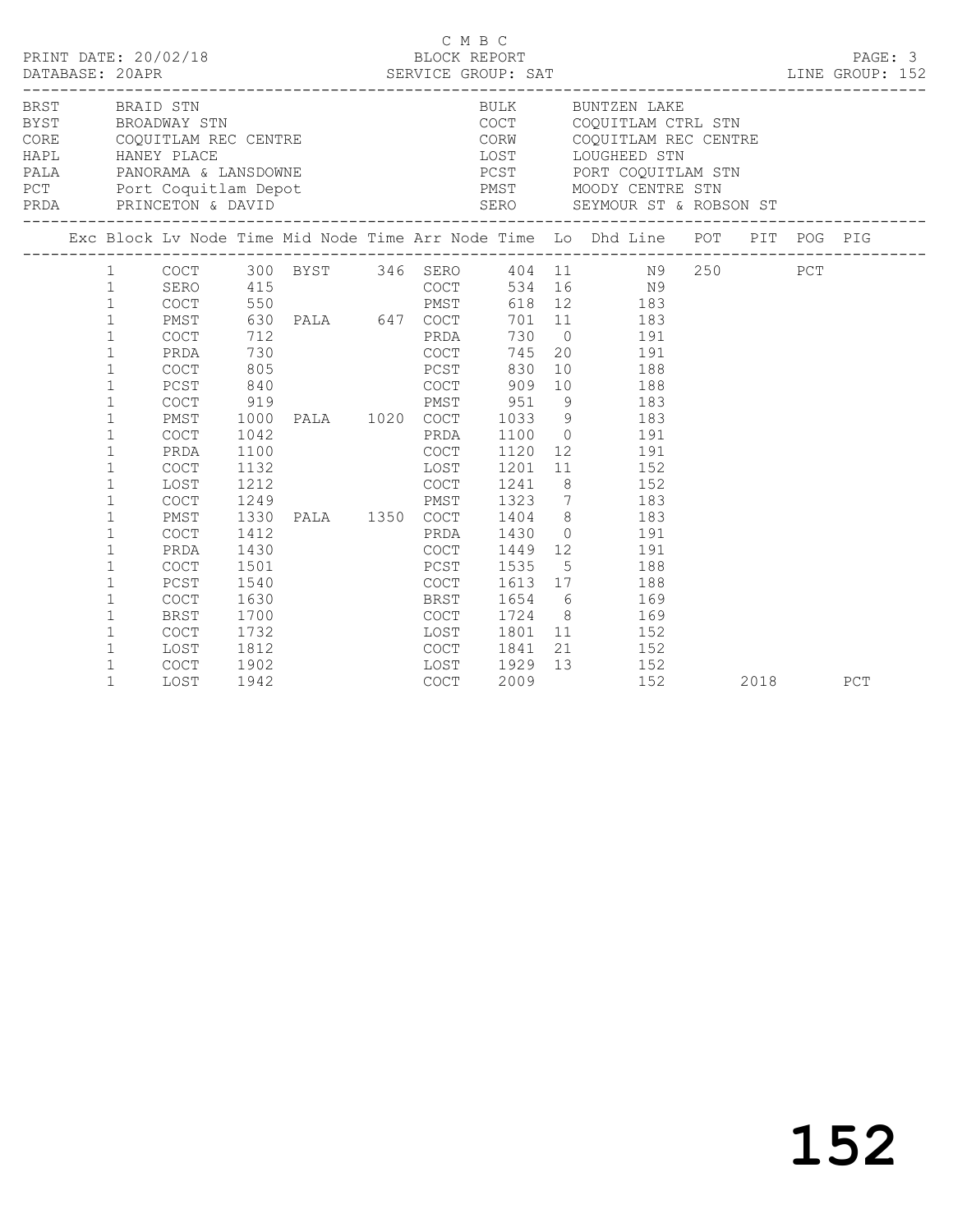C M B C

PRINT DATE: 20/02/18 BLOCK REPORT

DATABASE: 20APR SERVICE GROUP: SAT LINE GROUP: 152

| | | | |
|---|---|---|---|
| BRST | BRAID STN | BULK | BUNTZEN LAKE |
| BYST | BROADWAY STN | COCT | COQUITLAM CTRL STN |
| CORE | COQUITLAM REC CENTRE | CORW | COQUITLAM REC CENTRE |
| HAPL | HANEY PLACE | LOST | LOUGHEED STN |
| PALA | PANORAMA & LANSDOWNE | PCST | PORT COQUITLAM STN |
| PCT | Port Coquitlam Depot | PMST | MOODY CENTRE STN |
| PRDA | PRINCETON & DAVID | SERO | SEYMOUR ST & ROBSON ST |

| Exc | Block | Lv Node | Time | Mid Node | Time | Arr Node | Time | Lo | Dhd Line | POT | PIT | POG | PIG |
|---|---|---|---|---|---|---|---|---|---|---|---|---|---|
| | 1 | COCT | 300 | BYST | 346 | SERO | 404 | 11 | N9 | 250 | | PCT | |
| | 1 | SERO | 415 | | | COCT | 534 | 16 | N9 | | | | |
| | 1 | COCT | 550 | | | PMST | 618 | 12 | 183 | | | | |
| | 1 | PMST | 630 | PALA | 647 | COCT | 701 | 11 | 183 | | | | |
| | 1 | COCT | 712 | | | PRDA | 730 | 0 | 191 | | | | |
| | 1 | PRDA | 730 | | | COCT | 745 | 20 | 191 | | | | |
| | 1 | COCT | 805 | | | PCST | 830 | 10 | 188 | | | | |
| | 1 | PCST | 840 | | | COCT | 909 | 10 | 188 | | | | |
| | 1 | COCT | 919 | | | PMST | 951 | 9 | 183 | | | | |
| | 1 | PMST | 1000 | PALA | 1020 | COCT | 1033 | 9 | 183 | | | | |
| | 1 | COCT | 1042 | | | PRDA | 1100 | 0 | 191 | | | | |
| | 1 | PRDA | 1100 | | | COCT | 1120 | 12 | 191 | | | | |
| | 1 | COCT | 1132 | | | LOST | 1201 | 11 | 152 | | | | |
| | 1 | LOST | 1212 | | | COCT | 1241 | 8 | 152 | | | | |
| | 1 | COCT | 1249 | | | PMST | 1323 | 7 | 183 | | | | |
| | 1 | PMST | 1330 | PALA | 1350 | COCT | 1404 | 8 | 183 | | | | |
| | 1 | COCT | 1412 | | | PRDA | 1430 | 0 | 191 | | | | |
| | 1 | PRDA | 1430 | | | COCT | 1449 | 12 | 191 | | | | |
| | 1 | COCT | 1501 | | | PCST | 1535 | 5 | 188 | | | | |
| | 1 | PCST | 1540 | | | COCT | 1613 | 17 | 188 | | | | |
| | 1 | COCT | 1630 | | | BRST | 1654 | 6 | 169 | | | | |
| | 1 | BRST | 1700 | | | COCT | 1724 | 8 | 169 | | | | |
| | 1 | COCT | 1732 | | | LOST | 1801 | 11 | 152 | | | | |
| | 1 | LOST | 1812 | | | COCT | 1841 | 21 | 152 | | | | |
| | 1 | COCT | 1902 | | | LOST | 1929 | 13 | 152 | | | | |
| | 1 | LOST | 1942 | | | COCT | 2009 | | 152 | | 2018 | | PCT |

152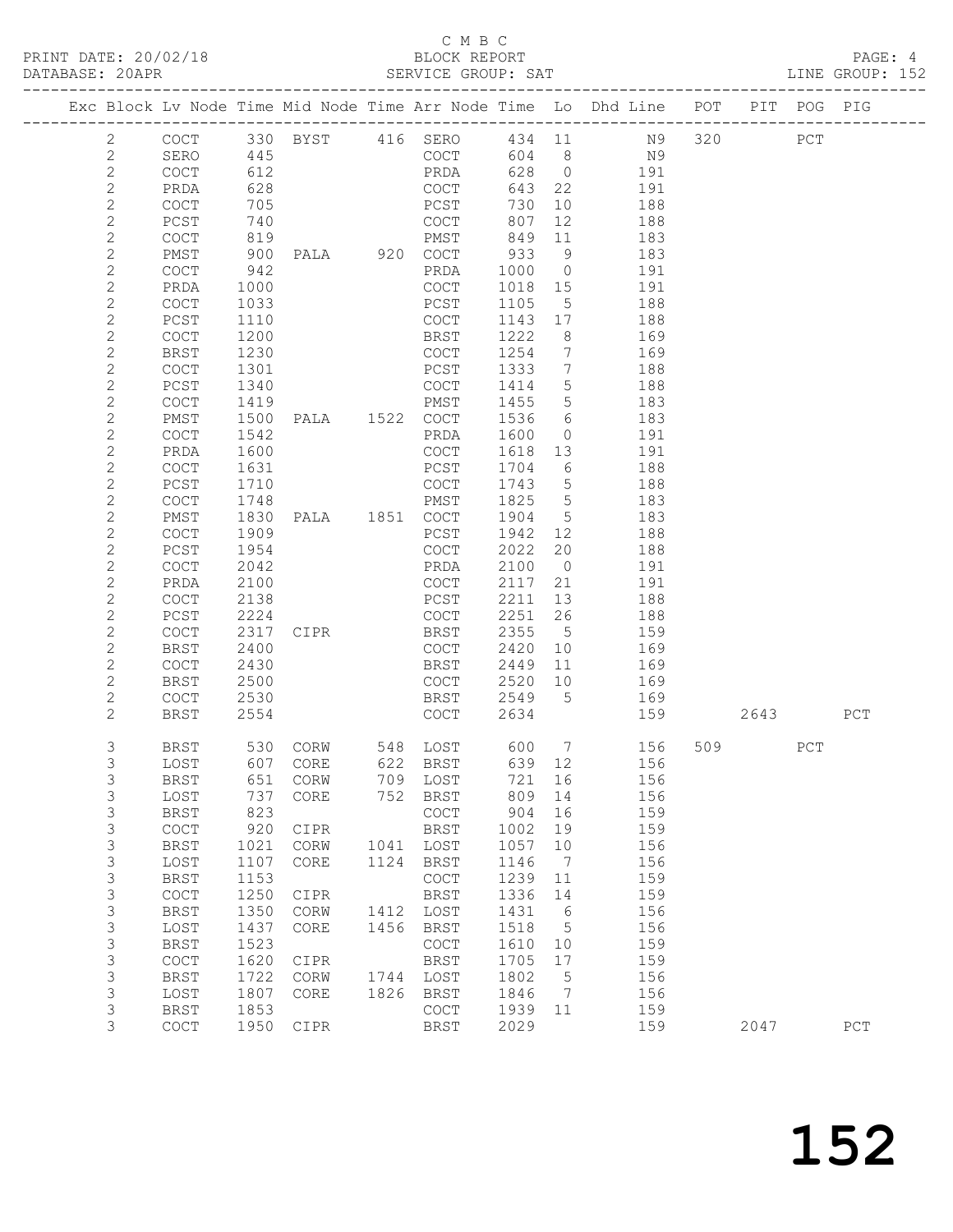C M B C
PRINT DATE: 20/02/18 BLOCK REPORT
DATABASE: 20APR SERVICE GROUP: SAT LINE GROUP: 152

| Exc | Block | Lv | Node | Time | Mid Node | Time | Arr Node | Time | Lo | Dhd Line | POT | PIT | POG | PIG |
|---|---|---|---|---|---|---|---|---|---|---|---|---|---|---|
| | 2 | | COCT | 330 | BYST | 416 | SERO | 434 | 11 | N9 | 320 | | PCT | |
| | 2 | | SERO | 445 | | | COCT | 604 | 8 | N9 | | | | |
| | 2 | | COCT | 612 | | | PRDA | 628 | 0 | 191 | | | | |
| | 2 | | PRDA | 628 | | | COCT | 643 | 22 | 191 | | | | |
| | 2 | | COCT | 705 | | | PCST | 730 | 10 | 188 | | | | |
| | 2 | | PCST | 740 | | | COCT | 807 | 12 | 188 | | | | |
| | 2 | | COCT | 819 | | | PMST | 849 | 11 | 183 | | | | |
| | 2 | | PMST | 900 | PALA | 920 | COCT | 933 | 9 | 183 | | | | |
| | 2 | | COCT | 942 | | | PRDA | 1000 | 0 | 191 | | | | |
| | 2 | | PRDA | 1000 | | | COCT | 1018 | 15 | 191 | | | | |
| | 2 | | COCT | 1033 | | | PCST | 1105 | 5 | 188 | | | | |
| | 2 | | PCST | 1110 | | | COCT | 1143 | 17 | 188 | | | | |
| | 2 | | COCT | 1200 | | | BRST | 1222 | 8 | 169 | | | | |
| | 2 | | BRST | 1230 | | | COCT | 1254 | 7 | 169 | | | | |
| | 2 | | COCT | 1301 | | | PCST | 1333 | 7 | 188 | | | | |
| | 2 | | PCST | 1340 | | | COCT | 1414 | 5 | 188 | | | | |
| | 2 | | COCT | 1419 | | | PMST | 1455 | 5 | 183 | | | | |
| | 2 | | PMST | 1500 | PALA | 1522 | COCT | 1536 | 6 | 183 | | | | |
| | 2 | | COCT | 1542 | | | PRDA | 1600 | 0 | 191 | | | | |
| | 2 | | PRDA | 1600 | | | COCT | 1618 | 13 | 191 | | | | |
| | 2 | | COCT | 1631 | | | PCST | 1704 | 6 | 188 | | | | |
| | 2 | | PCST | 1710 | | | COCT | 1743 | 5 | 188 | | | | |
| | 2 | | COCT | 1748 | | | PMST | 1825 | 5 | 183 | | | | |
| | 2 | | PMST | 1830 | PALA | 1851 | COCT | 1904 | 5 | 183 | | | | |
| | 2 | | COCT | 1909 | | | PCST | 1942 | 12 | 188 | | | | |
| | 2 | | PCST | 1954 | | | COCT | 2022 | 20 | 188 | | | | |
| | 2 | | COCT | 2042 | | | PRDA | 2100 | 0 | 191 | | | | |
| | 2 | | PRDA | 2100 | | | COCT | 2117 | 21 | 191 | | | | |
| | 2 | | COCT | 2138 | | | PCST | 2211 | 13 | 188 | | | | |
| | 2 | | PCST | 2224 | | | COCT | 2251 | 26 | 188 | | | | |
| | 2 | | COCT | 2317 | CIPR | | BRST | 2355 | 5 | 159 | | | | |
| | 2 | | BRST | 2400 | | | COCT | 2420 | 10 | 169 | | | | |
| | 2 | | COCT | 2430 | | | BRST | 2449 | 11 | 169 | | | | |
| | 2 | | BRST | 2500 | | | COCT | 2520 | 10 | 169 | | | | |
| | 2 | | COCT | 2530 | | | BRST | 2549 | 5 | 169 | | | | |
| | 2 | | BRST | 2554 | | | COCT | 2634 | | 159 | | 2643 | | PCT |
| | 3 | | BRST | 530 | CORW | 548 | LOST | 600 | 7 | 156 | 509 | | PCT | |
| | 3 | | LOST | 607 | CORE | 622 | BRST | 639 | 12 | 156 | | | | |
| | 3 | | BRST | 651 | CORW | 709 | LOST | 721 | 16 | 156 | | | | |
| | 3 | | LOST | 737 | CORE | 752 | BRST | 809 | 14 | 156 | | | | |
| | 3 | | BRST | 823 | | | COCT | 904 | 16 | 159 | | | | |
| | 3 | | COCT | 920 | CIPR | | BRST | 1002 | 19 | 159 | | | | |
| | 3 | | BRST | 1021 | CORW | 1041 | LOST | 1057 | 10 | 156 | | | | |
| | 3 | | LOST | 1107 | CORE | 1124 | BRST | 1146 | 7 | 156 | | | | |
| | 3 | | BRST | 1153 | | | COCT | 1239 | 11 | 159 | | | | |
| | 3 | | COCT | 1250 | CIPR | | BRST | 1336 | 14 | 159 | | | | |
| | 3 | | BRST | 1350 | CORW | 1412 | LOST | 1431 | 6 | 156 | | | | |
| | 3 | | LOST | 1437 | CORE | 1456 | BRST | 1518 | 5 | 156 | | | | |
| | 3 | | BRST | 1523 | | | COCT | 1610 | 10 | 159 | | | | |
| | 3 | | COCT | 1620 | CIPR | | BRST | 1705 | 17 | 159 | | | | |
| | 3 | | BRST | 1722 | CORW | 1744 | LOST | 1802 | 5 | 156 | | | | |
| | 3 | | LOST | 1807 | CORE | 1826 | BRST | 1846 | 7 | 156 | | | | |
| | 3 | | BRST | 1853 | | | COCT | 1939 | 11 | 159 | | | | |
| | 3 | | COCT | 1950 | CIPR | | BRST | 2029 | | 159 | | 2047 | | PCT |

152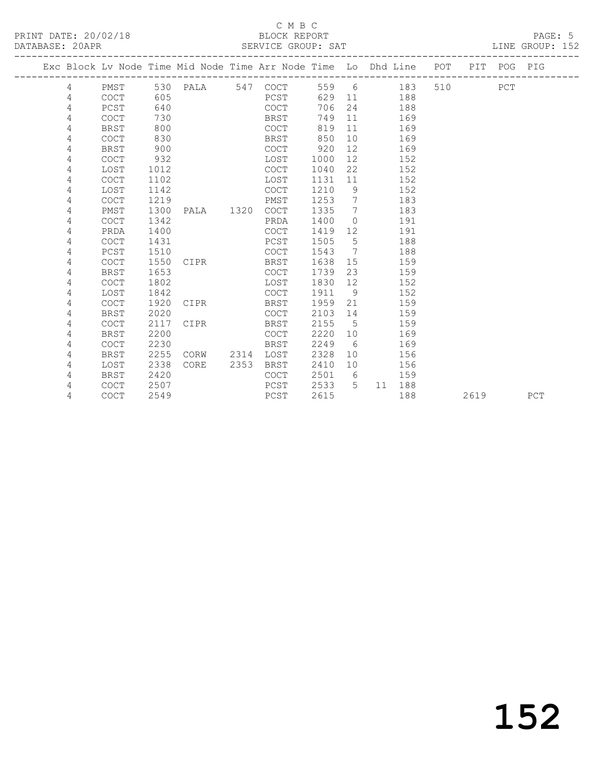C M B C

BLOCK REPORT

PRINT DATE: 20/02/18 DATABASE: 20APR SERVICE GROUP: SAT LINE GROUP: 152

| Exc | Block | Lv | Node | Time | Mid Node | Time | Arr Node | Time | Lo | Dhd | Line | POT | PIT | POG | PIG |
|---|---|---|---|---|---|---|---|---|---|---|---|---|---|---|---|
| | 4 | | PMST | 530 | PALA | 547 | COCT | 559 | 6 | | 183 | 510 | | PCT | |
| | 4 | | COCT | 605 | | | PCST | 629 | 11 | | 188 | | | | |
| | 4 | | PCST | 640 | | | COCT | 706 | 24 | | 188 | | | | |
| | 4 | | COCT | 730 | | | BRST | 749 | 11 | | 169 | | | | |
| | 4 | | BRST | 800 | | | COCT | 819 | 11 | | 169 | | | | |
| | 4 | | COCT | 830 | | | BRST | 850 | 10 | | 169 | | | | |
| | 4 | | BRST | 900 | | | COCT | 920 | 12 | | 169 | | | | |
| | 4 | | COCT | 932 | | | LOST | 1000 | 12 | | 152 | | | | |
| | 4 | | LOST | 1012 | | | COCT | 1040 | 22 | | 152 | | | | |
| | 4 | | COCT | 1102 | | | LOST | 1131 | 11 | | 152 | | | | |
| | 4 | | LOST | 1142 | | | COCT | 1210 | 9 | | 152 | | | | |
| | 4 | | COCT | 1219 | | | PMST | 1253 | 7 | | 183 | | | | |
| | 4 | | PMST | 1300 | PALA | 1320 | COCT | 1335 | 7 | | 183 | | | | |
| | 4 | | COCT | 1342 | | | PRDA | 1400 | 0 | | 191 | | | | |
| | 4 | | PRDA | 1400 | | | COCT | 1419 | 12 | | 191 | | | | |
| | 4 | | COCT | 1431 | | | PCST | 1505 | 5 | | 188 | | | | |
| | 4 | | PCST | 1510 | | | COCT | 1543 | 7 | | 188 | | | | |
| | 4 | | COCT | 1550 | CIPR | | BRST | 1638 | 15 | | 159 | | | | |
| | 4 | | BRST | 1653 | | | COCT | 1739 | 23 | | 159 | | | | |
| | 4 | | COCT | 1802 | | | LOST | 1830 | 12 | | 152 | | | | |
| | 4 | | LOST | 1842 | | | COCT | 1911 | 9 | | 152 | | | | |
| | 4 | | COCT | 1920 | CIPR | | BRST | 1959 | 21 | | 159 | | | | |
| | 4 | | BRST | 2020 | | | COCT | 2103 | 14 | | 159 | | | | |
| | 4 | | COCT | 2117 | CIPR | | BRST | 2155 | 5 | | 159 | | | | |
| | 4 | | BRST | 2200 | | | COCT | 2220 | 10 | | 169 | | | | |
| | 4 | | COCT | 2230 | | | BRST | 2249 | 6 | | 169 | | | | |
| | 4 | | BRST | 2255 | CORW | 2314 | LOST | 2328 | 10 | | 156 | | | | |
| | 4 | | LOST | 2338 | CORE | 2353 | BRST | 2410 | 10 | | 156 | | | | |
| | 4 | | BRST | 2420 | | | COCT | 2501 | 6 | | 159 | | | | |
| | 4 | | COCT | 2507 | | | PCST | 2533 | 5 | 11 | 188 | | | | |
| | 4 | | COCT | 2549 | | | PCST | 2615 | | | 188 | | 2619 | | PCT |

152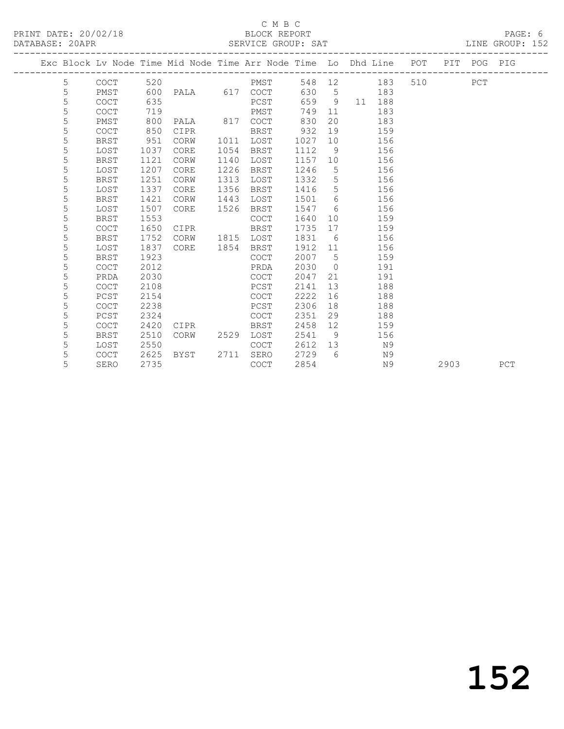C M B C

PRINT DATE: 20/02/18 BLOCK REPORT

DATABASE: 20APR SERVICE GROUP: SAT LINE GROUP: 152

| Exc | Block | Lv | Node | Time | Mid Node | Time | Arr Node | Time | Lo | Dhd | Line | POT | PIT | POG | PIG |
|---|---|---|---|---|---|---|---|---|---|---|---|---|---|---|---|
| | 5 | | COCT | 520 | | | PMST | 548 | 12 | | 183 | 510 | | PCT | |
| | 5 | | PMST | 600 | PALA | 617 | COCT | 630 | 5 | | 183 | | | | |
| | 5 | | COCT | 635 | | | PCST | 659 | 9 | 11 | 188 | | | | |
| | 5 | | COCT | 719 | | | PMST | 749 | 11 | | 183 | | | | |
| | 5 | | PMST | 800 | PALA | 817 | COCT | 830 | 20 | | 183 | | | | |
| | 5 | | COCT | 850 | CIPR | | BRST | 932 | 19 | | 159 | | | | |
| | 5 | | BRST | 951 | CORW | 1011 | LOST | 1027 | 10 | | 156 | | | | |
| | 5 | | LOST | 1037 | CORE | 1054 | BRST | 1112 | 9 | | 156 | | | | |
| | 5 | | BRST | 1121 | CORW | 1140 | LOST | 1157 | 10 | | 156 | | | | |
| | 5 | | LOST | 1207 | CORE | 1226 | BRST | 1246 | 5 | | 156 | | | | |
| | 5 | | BRST | 1251 | CORW | 1313 | LOST | 1332 | 5 | | 156 | | | | |
| | 5 | | LOST | 1337 | CORE | 1356 | BRST | 1416 | 5 | | 156 | | | | |
| | 5 | | BRST | 1421 | CORW | 1443 | LOST | 1501 | 6 | | 156 | | | | |
| | 5 | | LOST | 1507 | CORE | 1526 | BRST | 1547 | 6 | | 156 | | | | |
| | 5 | | BRST | 1553 | | | COCT | 1640 | 10 | | 159 | | | | |
| | 5 | | COCT | 1650 | CIPR | | BRST | 1735 | 17 | | 159 | | | | |
| | 5 | | BRST | 1752 | CORW | 1815 | LOST | 1831 | 6 | | 156 | | | | |
| | 5 | | LOST | 1837 | CORE | 1854 | BRST | 1912 | 11 | | 156 | | | | |
| | 5 | | BRST | 1923 | | | COCT | 2007 | 5 | | 159 | | | | |
| | 5 | | COCT | 2012 | | | PRDA | 2030 | 0 | | 191 | | | | |
| | 5 | | PRDA | 2030 | | | COCT | 2047 | 21 | | 191 | | | | |
| | 5 | | COCT | 2108 | | | PCST | 2141 | 13 | | 188 | | | | |
| | 5 | | PCST | 2154 | | | COCT | 2222 | 16 | | 188 | | | | |
| | 5 | | COCT | 2238 | | | PCST | 2306 | 18 | | 188 | | | | |
| | 5 | | PCST | 2324 | | | COCT | 2351 | 29 | | 188 | | | | |
| | 5 | | COCT | 2420 | CIPR | | BRST | 2458 | 12 | | 159 | | | | |
| | 5 | | BRST | 2510 | CORW | 2529 | LOST | 2541 | 9 | | 156 | | | | |
| | 5 | | LOST | 2550 | | | COCT | 2612 | 13 | | N9 | | | | |
| | 5 | | COCT | 2625 | BYST | 2711 | SERO | 2729 | 6 | | N9 | | | | |
| | 5 | | SERO | 2735 | | | COCT | 2854 | | | N9 | | 2903 | | PCT |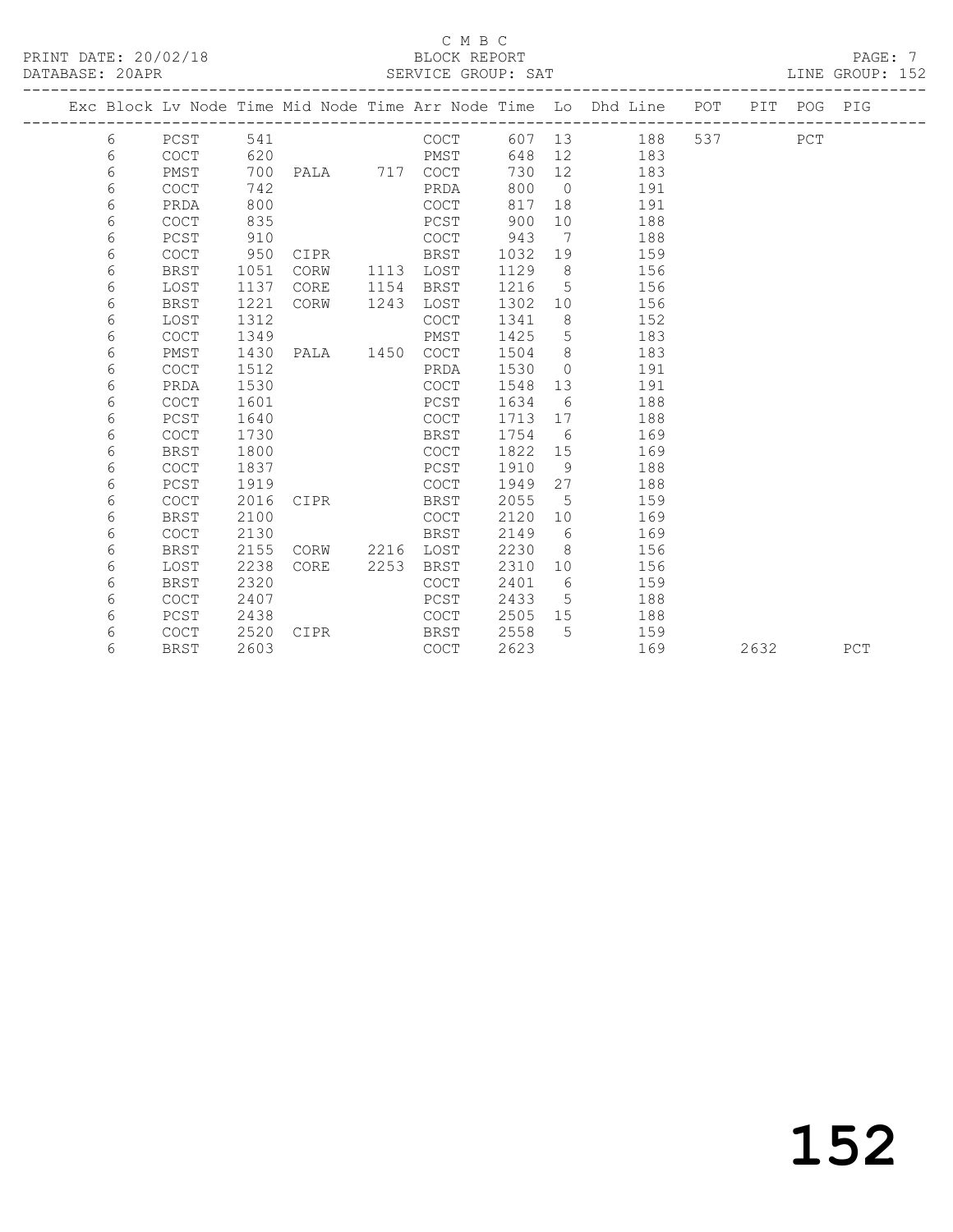C M B C

PRINT DATE: 20/02/18 BLOCK REPORT

DATABASE: 20APR SERVICE GROUP: SAT LINE GROUP: 152

| Exc | Block | Lv | Node | Time | Mid Node | Time | Arr Node | Time | Lo | Dhd Line | POT | PIT | POG | PIG |
|---|---|---|---|---|---|---|---|---|---|---|---|---|---|---|
| | 6 | | PCST | 541 | | | COCT | 607 | 13 | 188 | 537 | | PCT | |
| | 6 | | COCT | 620 | | | PMST | 648 | 12 | 183 | | | | |
| | 6 | | PMST | 700 | PALA | 717 | COCT | 730 | 12 | 183 | | | | |
| | 6 | | COCT | 742 | | | PRDA | 800 | 0 | 191 | | | | |
| | 6 | | PRDA | 800 | | | COCT | 817 | 18 | 191 | | | | |
| | 6 | | COCT | 835 | | | PCST | 900 | 10 | 188 | | | | |
| | 6 | | PCST | 910 | | | COCT | 943 | 7 | 188 | | | | |
| | 6 | | COCT | 950 | CIPR | | BRST | 1032 | 19 | 159 | | | | |
| | 6 | | BRST | 1051 | CORW | 1113 | LOST | 1129 | 8 | 156 | | | | |
| | 6 | | LOST | 1137 | CORE | 1154 | BRST | 1216 | 5 | 156 | | | | |
| | 6 | | BRST | 1221 | CORW | 1243 | LOST | 1302 | 10 | 156 | | | | |
| | 6 | | LOST | 1312 | | | COCT | 1341 | 8 | 152 | | | | |
| | 6 | | COCT | 1349 | | | PMST | 1425 | 5 | 183 | | | | |
| | 6 | | PMST | 1430 | PALA | 1450 | COCT | 1504 | 8 | 183 | | | | |
| | 6 | | COCT | 1512 | | | PRDA | 1530 | 0 | 191 | | | | |
| | 6 | | PRDA | 1530 | | | COCT | 1548 | 13 | 191 | | | | |
| | 6 | | COCT | 1601 | | | PCST | 1634 | 6 | 188 | | | | |
| | 6 | | PCST | 1640 | | | COCT | 1713 | 17 | 188 | | | | |
| | 6 | | COCT | 1730 | | | BRST | 1754 | 6 | 169 | | | | |
| | 6 | | BRST | 1800 | | | COCT | 1822 | 15 | 169 | | | | |
| | 6 | | COCT | 1837 | | | PCST | 1910 | 9 | 188 | | | | |
| | 6 | | PCST | 1919 | | | COCT | 1949 | 27 | 188 | | | | |
| | 6 | | COCT | 2016 | CIPR | | BRST | 2055 | 5 | 159 | | | | |
| | 6 | | BRST | 2100 | | | COCT | 2120 | 10 | 169 | | | | |
| | 6 | | COCT | 2130 | | | BRST | 2149 | 6 | 169 | | | | |
| | 6 | | BRST | 2155 | CORW | 2216 | LOST | 2230 | 8 | 156 | | | | |
| | 6 | | LOST | 2238 | CORE | 2253 | BRST | 2310 | 10 | 156 | | | | |
| | 6 | | BRST | 2320 | | | COCT | 2401 | 6 | 159 | | | | |
| | 6 | | COCT | 2407 | | | PCST | 2433 | 5 | 188 | | | | |
| | 6 | | PCST | 2438 | | | COCT | 2505 | 15 | 188 | | | | |
| | 6 | | COCT | 2520 | CIPR | | BRST | 2558 | 5 | 159 | | | | |
| | 6 | | BRST | 2603 | | | COCT | 2623 | | 169 | | 2632 | | PCT |

152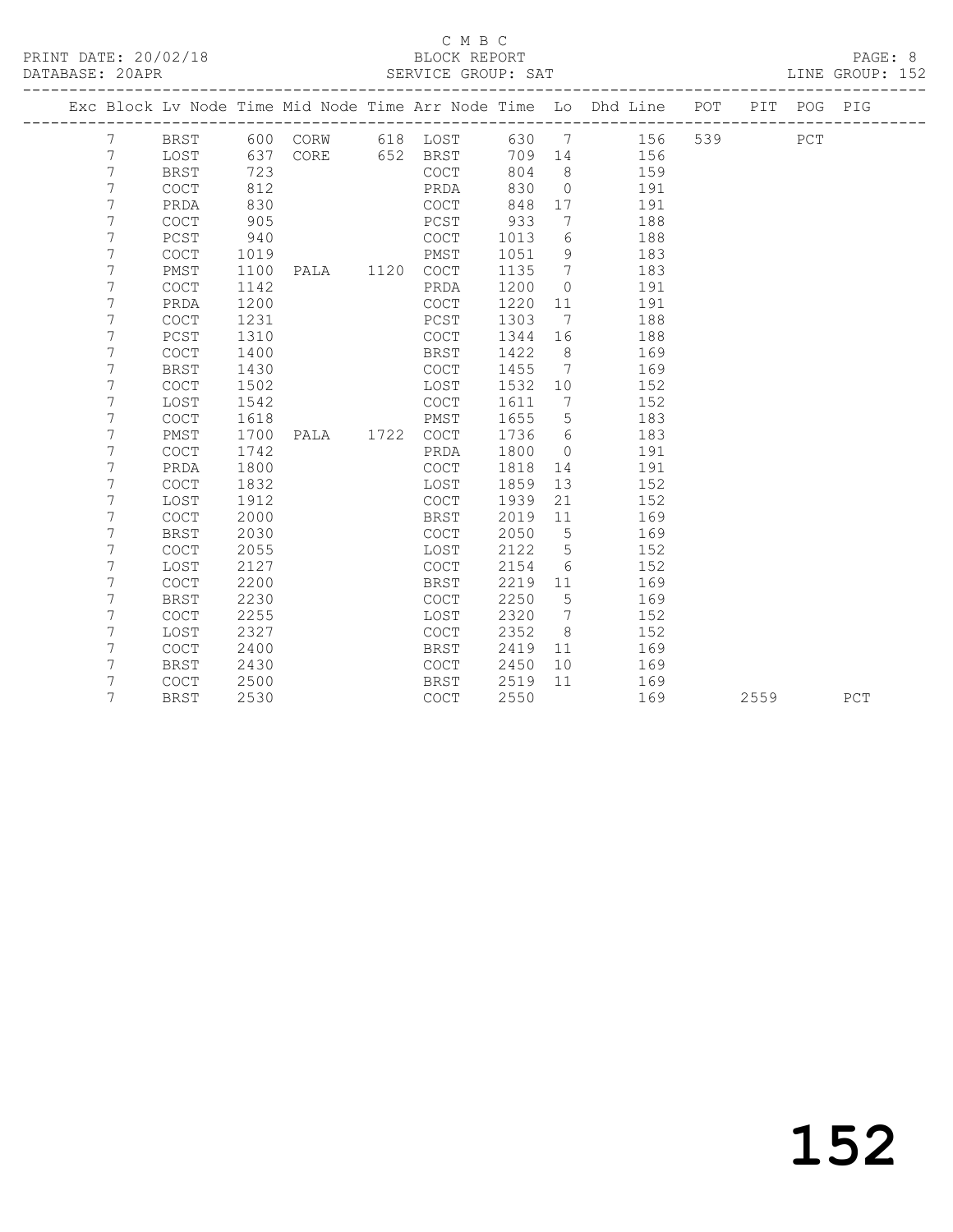C M B C

PRINT DATE: 20/02/18 BLOCK REPORT

DATABASE: 20APR SERVICE GROUP: SAT LINE GROUP: 152

| Exc | Block | Lv Node | Time | Mid Node | Time | Arr Node | Time | Lo | Dhd Line | POT | PIT | POG | PIG |
|---|---|---|---|---|---|---|---|---|---|---|---|---|---|
| | 7 | BRST | 600 | CORW | 618 | LOST | 630 | 7 | 156 | 539 | | PCT | |
| | 7 | LOST | 637 | CORE | 652 | BRST | 709 | 14 | 156 | | | | |
| | 7 | BRST | 723 | | | COCT | 804 | 8 | 159 | | | | |
| | 7 | COCT | 812 | | | PRDA | 830 | 0 | 191 | | | | |
| | 7 | PRDA | 830 | | | COCT | 848 | 17 | 191 | | | | |
| | 7 | COCT | 905 | | | PCST | 933 | 7 | 188 | | | | |
| | 7 | PCST | 940 | | | COCT | 1013 | 6 | 188 | | | | |
| | 7 | COCT | 1019 | | | PMST | 1051 | 9 | 183 | | | | |
| | 7 | PMST | 1100 | PALA | 1120 | COCT | 1135 | 7 | 183 | | | | |
| | 7 | COCT | 1142 | | | PRDA | 1200 | 0 | 191 | | | | |
| | 7 | PRDA | 1200 | | | COCT | 1220 | 11 | 191 | | | | |
| | 7 | COCT | 1231 | | | PCST | 1303 | 7 | 188 | | | | |
| | 7 | PCST | 1310 | | | COCT | 1344 | 16 | 188 | | | | |
| | 7 | COCT | 1400 | | | BRST | 1422 | 8 | 169 | | | | |
| | 7 | BRST | 1430 | | | COCT | 1455 | 7 | 169 | | | | |
| | 7 | COCT | 1502 | | | LOST | 1532 | 10 | 152 | | | | |
| | 7 | LOST | 1542 | | | COCT | 1611 | 7 | 152 | | | | |
| | 7 | COCT | 1618 | | | PMST | 1655 | 5 | 183 | | | | |
| | 7 | PMST | 1700 | PALA | 1722 | COCT | 1736 | 6 | 183 | | | | |
| | 7 | COCT | 1742 | | | PRDA | 1800 | 0 | 191 | | | | |
| | 7 | PRDA | 1800 | | | COCT | 1818 | 14 | 191 | | | | |
| | 7 | COCT | 1832 | | | LOST | 1859 | 13 | 152 | | | | |
| | 7 | LOST | 1912 | | | COCT | 1939 | 21 | 152 | | | | |
| | 7 | COCT | 2000 | | | BRST | 2019 | 11 | 169 | | | | |
| | 7 | BRST | 2030 | | | COCT | 2050 | 5 | 169 | | | | |
| | 7 | COCT | 2055 | | | LOST | 2122 | 5 | 152 | | | | |
| | 7 | LOST | 2127 | | | COCT | 2154 | 6 | 152 | | | | |
| | 7 | COCT | 2200 | | | BRST | 2219 | 11 | 169 | | | | |
| | 7 | BRST | 2230 | | | COCT | 2250 | 5 | 169 | | | | |
| | 7 | COCT | 2255 | | | LOST | 2320 | 7 | 152 | | | | |
| | 7 | LOST | 2327 | | | COCT | 2352 | 8 | 152 | | | | |
| | 7 | COCT | 2400 | | | BRST | 2419 | 11 | 169 | | | | |
| | 7 | BRST | 2430 | | | COCT | 2450 | 10 | 169 | | | | |
| | 7 | COCT | 2500 | | | BRST | 2519 | 11 | 169 | | | | |
| | 7 | BRST | 2530 | | | COCT | 2550 | | 169 | | 2559 | | PCT |

152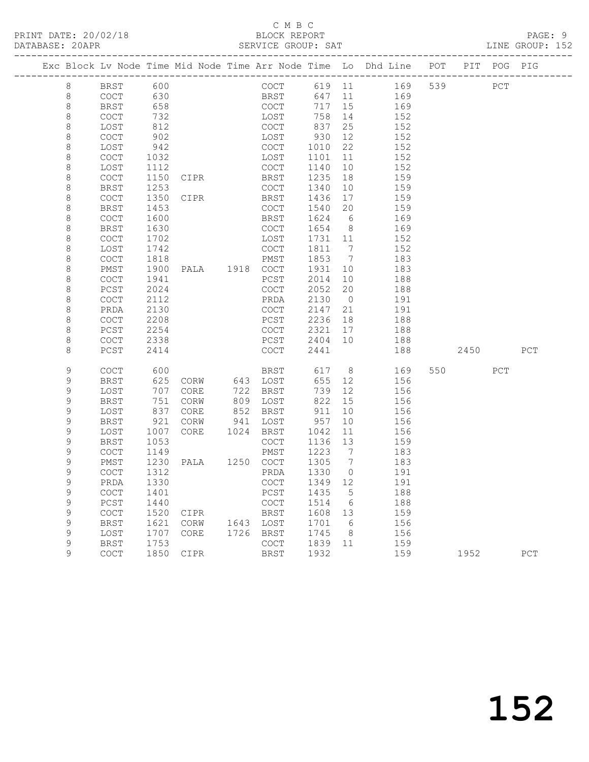C M B C

PRINT DATE: 20/02/18 BLOCK REPORT

DATABASE: 20APR SERVICE GROUP: SAT LINE GROUP: 152

| Exc | Block | Lv | Node | Time | Mid Node | Time | Arr Node | Time | Lo | Dhd Line | POT | PIT | POG | PIG |
|---|---|---|---|---|---|---|---|---|---|---|---|---|---|---|
| | 8 | | BRST | 600 | | | COCT | 619 | 11 | 169 | 539 | | PCT | |
| | 8 | | COCT | 630 | | | BRST | 647 | 11 | 169 | | | | |
| | 8 | | BRST | 658 | | | COCT | 717 | 15 | 169 | | | | |
| | 8 | | COCT | 732 | | | LOST | 758 | 14 | 152 | | | | |
| | 8 | | LOST | 812 | | | COCT | 837 | 25 | 152 | | | | |
| | 8 | | COCT | 902 | | | LOST | 930 | 12 | 152 | | | | |
| | 8 | | LOST | 942 | | | COCT | 1010 | 22 | 152 | | | | |
| | 8 | | COCT | 1032 | | | LOST | 1101 | 11 | 152 | | | | |
| | 8 | | LOST | 1112 | | | COCT | 1140 | 10 | 152 | | | | |
| | 8 | | COCT | 1150 | CIPR | | BRST | 1235 | 18 | 159 | | | | |
| | 8 | | BRST | 1253 | | | COCT | 1340 | 10 | 159 | | | | |
| | 8 | | COCT | 1350 | CIPR | | BRST | 1436 | 17 | 159 | | | | |
| | 8 | | BRST | 1453 | | | COCT | 1540 | 20 | 159 | | | | |
| | 8 | | COCT | 1600 | | | BRST | 1624 | 6 | 169 | | | | |
| | 8 | | BRST | 1630 | | | COCT | 1654 | 8 | 169 | | | | |
| | 8 | | COCT | 1702 | | | LOST | 1731 | 11 | 152 | | | | |
| | 8 | | LOST | 1742 | | | COCT | 1811 | 7 | 152 | | | | |
| | 8 | | COCT | 1818 | | | PMST | 1853 | 7 | 183 | | | | |
| | 8 | | PMST | 1900 | PALA | 1918 | COCT | 1931 | 10 | 183 | | | | |
| | 8 | | COCT | 1941 | | | PCST | 2014 | 10 | 188 | | | | |
| | 8 | | PCST | 2024 | | | COCT | 2052 | 20 | 188 | | | | |
| | 8 | | COCT | 2112 | | | PRDA | 2130 | 0 | 191 | | | | |
| | 8 | | PRDA | 2130 | | | COCT | 2147 | 21 | 191 | | | | |
| | 8 | | COCT | 2208 | | | PCST | 2236 | 18 | 188 | | | | |
| | 8 | | PCST | 2254 | | | COCT | 2321 | 17 | 188 | | | | |
| | 8 | | COCT | 2338 | | | PCST | 2404 | 10 | 188 | | | | |
| | 8 | | PCST | 2414 | | | COCT | 2441 | | 188 | | 2450 | | PCT |
| | 9 | | COCT | 600 | | | BRST | 617 | 8 | 169 | 550 | | PCT | |
| | 9 | | BRST | 625 | CORW | 643 | LOST | 655 | 12 | 156 | | | | |
| | 9 | | LOST | 707 | CORE | 722 | BRST | 739 | 12 | 156 | | | | |
| | 9 | | BRST | 751 | CORW | 809 | LOST | 822 | 15 | 156 | | | | |
| | 9 | | LOST | 837 | CORE | 852 | BRST | 911 | 10 | 156 | | | | |
| | 9 | | BRST | 921 | CORW | 941 | LOST | 957 | 10 | 156 | | | | |
| | 9 | | LOST | 1007 | CORE | 1024 | BRST | 1042 | 11 | 156 | | | | |
| | 9 | | BRST | 1053 | | | COCT | 1136 | 13 | 159 | | | | |
| | 9 | | COCT | 1149 | | | PMST | 1223 | 7 | 183 | | | | |
| | 9 | | PMST | 1230 | PALA | 1250 | COCT | 1305 | 7 | 183 | | | | |
| | 9 | | COCT | 1312 | | | PRDA | 1330 | 0 | 191 | | | | |
| | 9 | | PRDA | 1330 | | | COCT | 1349 | 12 | 191 | | | | |
| | 9 | | COCT | 1401 | | | PCST | 1435 | 5 | 188 | | | | |
| | 9 | | PCST | 1440 | | | COCT | 1514 | 6 | 188 | | | | |
| | 9 | | COCT | 1520 | CIPR | | BRST | 1608 | 13 | 159 | | | | |
| | 9 | | BRST | 1621 | CORW | 1643 | LOST | 1701 | 6 | 156 | | | | |
| | 9 | | LOST | 1707 | CORE | 1726 | BRST | 1745 | 8 | 156 | | | | |
| | 9 | | BRST | 1753 | | | COCT | 1839 | 11 | 159 | | | | |
| | 9 | | COCT | 1850 | CIPR | | BRST | 1932 | | 159 | | 1952 | | PCT |

152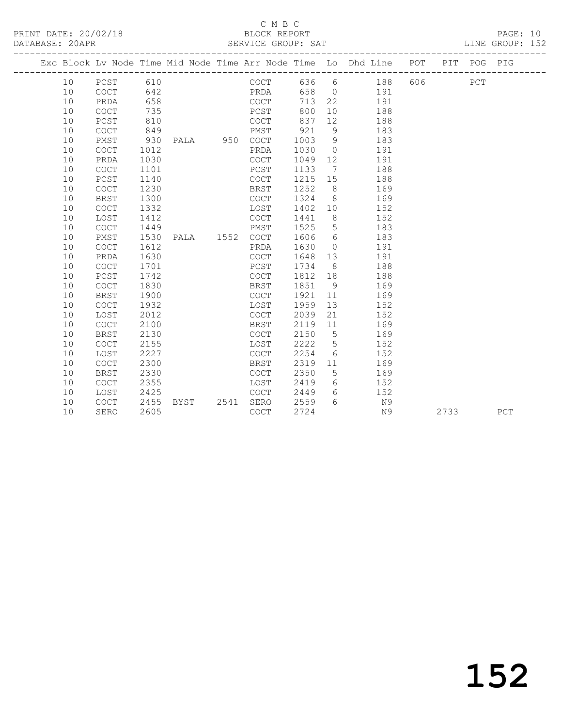C M B C

PRINT DATE: 20/02/18 BLOCK REPORT

DATABASE: 20APR SERVICE GROUP: SAT LINE GROUP: 152

| Exc | Block | Lv Node | Time | Mid Node | Time | Arr Node | Time | Lo | Dhd Line | POT | PIT | POG | PIG |
|---|---|---|---|---|---|---|---|---|---|---|---|---|---|
| | 10 | PCST | 610 | | | COCT | 636 | 6 | 188 | 606 | | PCT | |
| | 10 | COCT | 642 | | | PRDA | 658 | 0 | 191 | | | | |
| | 10 | PRDA | 658 | | | COCT | 713 | 22 | 191 | | | | |
| | 10 | COCT | 735 | | | PCST | 800 | 10 | 188 | | | | |
| | 10 | PCST | 810 | | | COCT | 837 | 12 | 188 | | | | |
| | 10 | COCT | 849 | | | PMST | 921 | 9 | 183 | | | | |
| | 10 | PMST | 930 | PALA | 950 | COCT | 1003 | 9 | 183 | | | | |
| | 10 | COCT | 1012 | | | PRDA | 1030 | 0 | 191 | | | | |
| | 10 | PRDA | 1030 | | | COCT | 1049 | 12 | 191 | | | | |
| | 10 | COCT | 1101 | | | PCST | 1133 | 7 | 188 | | | | |
| | 10 | PCST | 1140 | | | COCT | 1215 | 15 | 188 | | | | |
| | 10 | COCT | 1230 | | | BRST | 1252 | 8 | 169 | | | | |
| | 10 | BRST | 1300 | | | COCT | 1324 | 8 | 169 | | | | |
| | 10 | COCT | 1332 | | | LOST | 1402 | 10 | 152 | | | | |
| | 10 | LOST | 1412 | | | COCT | 1441 | 8 | 152 | | | | |
| | 10 | COCT | 1449 | | | PMST | 1525 | 5 | 183 | | | | |
| | 10 | PMST | 1530 | PALA | 1552 | COCT | 1606 | 6 | 183 | | | | |
| | 10 | COCT | 1612 | | | PRDA | 1630 | 0 | 191 | | | | |
| | 10 | PRDA | 1630 | | | COCT | 1648 | 13 | 191 | | | | |
| | 10 | COCT | 1701 | | | PCST | 1734 | 8 | 188 | | | | |
| | 10 | PCST | 1742 | | | COCT | 1812 | 18 | 188 | | | | |
| | 10 | COCT | 1830 | | | BRST | 1851 | 9 | 169 | | | | |
| | 10 | BRST | 1900 | | | COCT | 1921 | 11 | 169 | | | | |
| | 10 | COCT | 1932 | | | LOST | 1959 | 13 | 152 | | | | |
| | 10 | LOST | 2012 | | | COCT | 2039 | 21 | 152 | | | | |
| | 10 | COCT | 2100 | | | BRST | 2119 | 11 | 169 | | | | |
| | 10 | BRST | 2130 | | | COCT | 2150 | 5 | 169 | | | | |
| | 10 | COCT | 2155 | | | LOST | 2222 | 5 | 152 | | | | |
| | 10 | LOST | 2227 | | | COCT | 2254 | 6 | 152 | | | | |
| | 10 | COCT | 2300 | | | BRST | 2319 | 11 | 169 | | | | |
| | 10 | BRST | 2330 | | | COCT | 2350 | 5 | 169 | | | | |
| | 10 | COCT | 2355 | | | LOST | 2419 | 6 | 152 | | | | |
| | 10 | LOST | 2425 | | | COCT | 2449 | 6 | 152 | | | | |
| | 10 | COCT | 2455 | BYST | 2541 | SERO | 2559 | 6 | N9 | | | | |
| | 10 | SERO | 2605 | | | COCT | 2724 | | N9 | | 2733 | | PCT |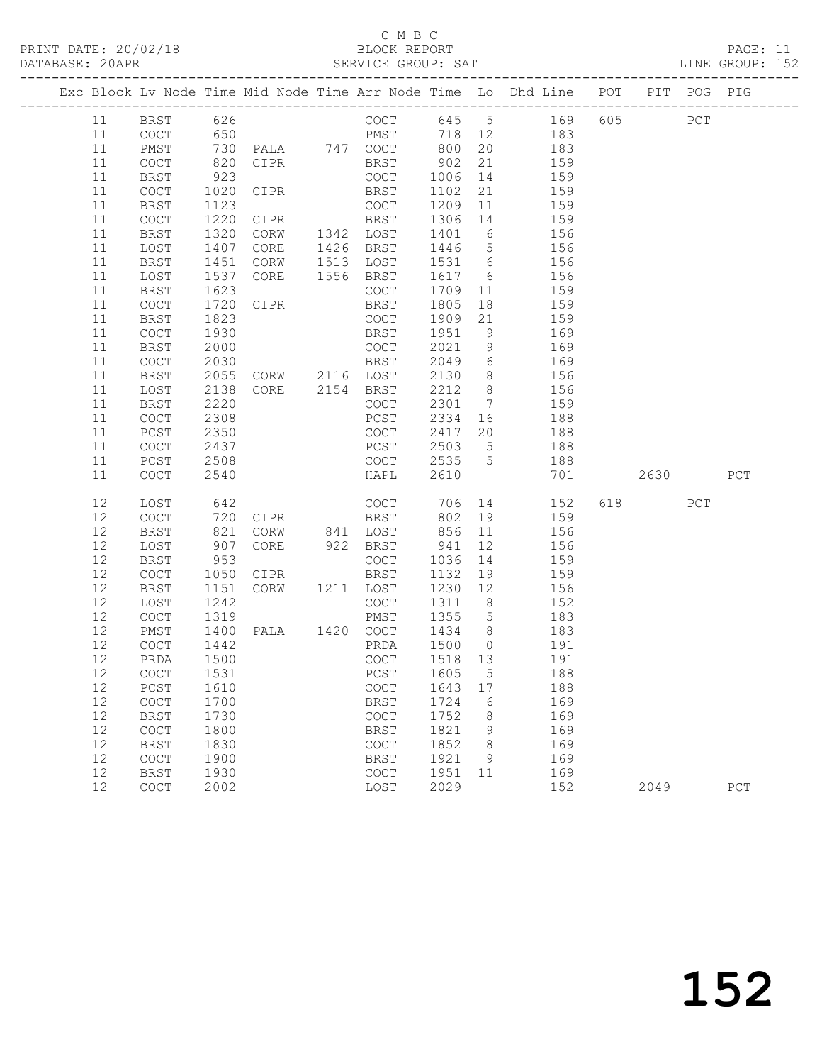C M B C

PRINT DATE: 20/02/18 BLOCK REPORT PAGE: 11

DATABASE: 20APR SERVICE GROUP: SAT LINE GROUP: 152

| Exc | Block | Lv | Node | Time | Mid Node | Time | Arr Node | Time | Lo | Dhd Line | POT | PIT | POG | PIG |
|---|---|---|---|---|---|---|---|---|---|---|---|---|---|---|
| | 11 | | BRST | 626 | | | COCT | 645 | 5 | 169 | 605 | | PCT | |
| | 11 | | COCT | 650 | | | PMST | 718 | 12 | 183 | | | | |
| | 11 | | PMST | 730 | PALA | 747 | COCT | 800 | 20 | 183 | | | | |
| | 11 | | COCT | 820 | CIPR | | BRST | 902 | 21 | 159 | | | | |
| | 11 | | BRST | 923 | | | COCT | 1006 | 14 | 159 | | | | |
| | 11 | | COCT | 1020 | CIPR | | BRST | 1102 | 21 | 159 | | | | |
| | 11 | | BRST | 1123 | | | COCT | 1209 | 11 | 159 | | | | |
| | 11 | | COCT | 1220 | CIPR | | BRST | 1306 | 14 | 159 | | | | |
| | 11 | | BRST | 1320 | CORW | 1342 | LOST | 1401 | 6 | 156 | | | | |
| | 11 | | LOST | 1407 | CORE | 1426 | BRST | 1446 | 5 | 156 | | | | |
| | 11 | | BRST | 1451 | CORW | 1513 | LOST | 1531 | 6 | 156 | | | | |
| | 11 | | LOST | 1537 | CORE | 1556 | BRST | 1617 | 6 | 156 | | | | |
| | 11 | | BRST | 1623 | | | COCT | 1709 | 11 | 159 | | | | |
| | 11 | | COCT | 1720 | CIPR | | BRST | 1805 | 18 | 159 | | | | |
| | 11 | | BRST | 1823 | | | COCT | 1909 | 21 | 159 | | | | |
| | 11 | | COCT | 1930 | | | BRST | 1951 | 9 | 169 | | | | |
| | 11 | | BRST | 2000 | | | COCT | 2021 | 9 | 169 | | | | |
| | 11 | | COCT | 2030 | | | BRST | 2049 | 6 | 169 | | | | |
| | 11 | | BRST | 2055 | CORW | 2116 | LOST | 2130 | 8 | 156 | | | | |
| | 11 | | LOST | 2138 | CORE | 2154 | BRST | 2212 | 8 | 156 | | | | |
| | 11 | | BRST | 2220 | | | COCT | 2301 | 7 | 159 | | | | |
| | 11 | | COCT | 2308 | | | PCST | 2334 | 16 | 188 | | | | |
| | 11 | | PCST | 2350 | | | COCT | 2417 | 20 | 188 | | | | |
| | 11 | | COCT | 2437 | | | PCST | 2503 | 5 | 188 | | | | |
| | 11 | | PCST | 2508 | | | COCT | 2535 | 5 | 188 | | | | |
| | 11 | | COCT | 2540 | | | HAPL | 2610 | | 701 | | 2630 | | PCT |
| | 12 | | LOST | 642 | | | COCT | 706 | 14 | 152 | 618 | | PCT | |
| | 12 | | COCT | 720 | CIPR | | BRST | 802 | 19 | 159 | | | | |
| | 12 | | BRST | 821 | CORW | 841 | LOST | 856 | 11 | 156 | | | | |
| | 12 | | LOST | 907 | CORE | 922 | BRST | 941 | 12 | 156 | | | | |
| | 12 | | BRST | 953 | | | COCT | 1036 | 14 | 159 | | | | |
| | 12 | | COCT | 1050 | CIPR | | BRST | 1132 | 19 | 159 | | | | |
| | 12 | | BRST | 1151 | CORW | 1211 | LOST | 1230 | 12 | 156 | | | | |
| | 12 | | LOST | 1242 | | | COCT | 1311 | 8 | 152 | | | | |
| | 12 | | COCT | 1319 | | | PMST | 1355 | 5 | 183 | | | | |
| | 12 | | PMST | 1400 | PALA | 1420 | COCT | 1434 | 8 | 183 | | | | |
| | 12 | | COCT | 1442 | | | PRDA | 1500 | 0 | 191 | | | | |
| | 12 | | PRDA | 1500 | | | COCT | 1518 | 13 | 191 | | | | |
| | 12 | | COCT | 1531 | | | PCST | 1605 | 5 | 188 | | | | |
| | 12 | | PCST | 1610 | | | COCT | 1643 | 17 | 188 | | | | |
| | 12 | | COCT | 1700 | | | BRST | 1724 | 6 | 169 | | | | |
| | 12 | | BRST | 1730 | | | COCT | 1752 | 8 | 169 | | | | |
| | 12 | | COCT | 1800 | | | BRST | 1821 | 9 | 169 | | | | |
| | 12 | | BRST | 1830 | | | COCT | 1852 | 8 | 169 | | | | |
| | 12 | | COCT | 1900 | | | BRST | 1921 | 9 | 169 | | | | |
| | 12 | | BRST | 1930 | | | COCT | 1951 | 11 | 169 | | | | |
| | 12 | | COCT | 2002 | | | LOST | 2029 | | 152 | | 2049 | | PCT |

# 152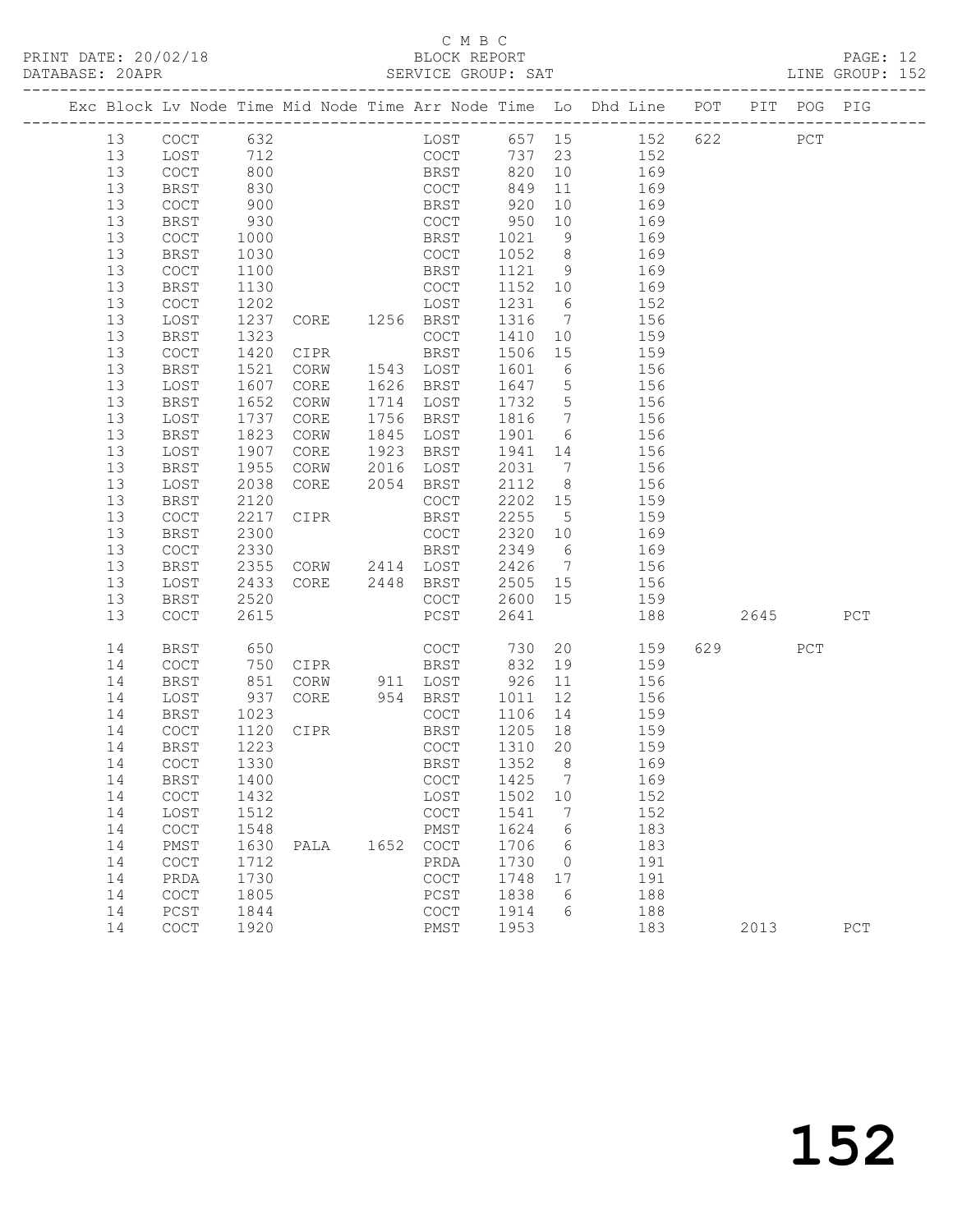C M B C
PRINT DATE: 20/02/18 BLOCK REPORT
DATABASE: 20APR SERVICE GROUP: SAT LINE GROUP: 152

| Exc | Block | Lv | Node | Time | Mid Node | Time | Arr Node | Time | Lo | Dhd Line | POT | PIT | POG | PIG |
|---|---|---|---|---|---|---|---|---|---|---|---|---|---|---|
| | 13 | | COCT | 632 | | | LOST | 657 | 15 | 152 | 622 | | PCT | |
| | 13 | | LOST | 712 | | | COCT | 737 | 23 | 152 | | | | |
| | 13 | | COCT | 800 | | | BRST | 820 | 10 | 169 | | | | |
| | 13 | | BRST | 830 | | | COCT | 849 | 11 | 169 | | | | |
| | 13 | | COCT | 900 | | | BRST | 920 | 10 | 169 | | | | |
| | 13 | | BRST | 930 | | | COCT | 950 | 10 | 169 | | | | |
| | 13 | | COCT | 1000 | | | BRST | 1021 | 9 | 169 | | | | |
| | 13 | | BRST | 1030 | | | COCT | 1052 | 8 | 169 | | | | |
| | 13 | | COCT | 1100 | | | BRST | 1121 | 9 | 169 | | | | |
| | 13 | | BRST | 1130 | | | COCT | 1152 | 10 | 169 | | | | |
| | 13 | | COCT | 1202 | | | LOST | 1231 | 6 | 152 | | | | |
| | 13 | | LOST | 1237 | CORE | 1256 | BRST | 1316 | 7 | 156 | | | | |
| | 13 | | BRST | 1323 | | | COCT | 1410 | 10 | 159 | | | | |
| | 13 | | COCT | 1420 | CIPR | | BRST | 1506 | 15 | 159 | | | | |
| | 13 | | BRST | 1521 | CORW | 1543 | LOST | 1601 | 6 | 156 | | | | |
| | 13 | | LOST | 1607 | CORE | 1626 | BRST | 1647 | 5 | 156 | | | | |
| | 13 | | BRST | 1652 | CORW | 1714 | LOST | 1732 | 5 | 156 | | | | |
| | 13 | | LOST | 1737 | CORE | 1756 | BRST | 1816 | 7 | 156 | | | | |
| | 13 | | BRST | 1823 | CORW | 1845 | LOST | 1901 | 6 | 156 | | | | |
| | 13 | | LOST | 1907 | CORE | 1923 | BRST | 1941 | 14 | 156 | | | | |
| | 13 | | BRST | 1955 | CORW | 2016 | LOST | 2031 | 7 | 156 | | | | |
| | 13 | | LOST | 2038 | CORE | 2054 | BRST | 2112 | 8 | 156 | | | | |
| | 13 | | BRST | 2120 | | | COCT | 2202 | 15 | 159 | | | | |
| | 13 | | COCT | 2217 | CIPR | | BRST | 2255 | 5 | 159 | | | | |
| | 13 | | BRST | 2300 | | | COCT | 2320 | 10 | 169 | | | | |
| | 13 | | COCT | 2330 | | | BRST | 2349 | 6 | 169 | | | | |
| | 13 | | BRST | 2355 | CORW | 2414 | LOST | 2426 | 7 | 156 | | | | |
| | 13 | | LOST | 2433 | CORE | 2448 | BRST | 2505 | 15 | 156 | | | | |
| | 13 | | BRST | 2520 | | | COCT | 2600 | 15 | 159 | | | | |
| | 13 | | COCT | 2615 | | | PCST | 2641 | | 188 | | 2645 | | PCT |
| | 14 | | BRST | 650 | | | COCT | 730 | 20 | 159 | 629 | | PCT | |
| | 14 | | COCT | 750 | CIPR | | BRST | 832 | 19 | 159 | | | | |
| | 14 | | BRST | 851 | CORW | 911 | LOST | 926 | 11 | 156 | | | | |
| | 14 | | LOST | 937 | CORE | 954 | BRST | 1011 | 12 | 156 | | | | |
| | 14 | | BRST | 1023 | | | COCT | 1106 | 14 | 159 | | | | |
| | 14 | | COCT | 1120 | CIPR | | BRST | 1205 | 18 | 159 | | | | |
| | 14 | | BRST | 1223 | | | COCT | 1310 | 20 | 159 | | | | |
| | 14 | | COCT | 1330 | | | BRST | 1352 | 8 | 169 | | | | |
| | 14 | | BRST | 1400 | | | COCT | 1425 | 7 | 169 | | | | |
| | 14 | | COCT | 1432 | | | LOST | 1502 | 10 | 152 | | | | |
| | 14 | | LOST | 1512 | | | COCT | 1541 | 7 | 152 | | | | |
| | 14 | | COCT | 1548 | | | PMST | 1624 | 6 | 183 | | | | |
| | 14 | | PMST | 1630 | PALA | 1652 | COCT | 1706 | 6 | 183 | | | | |
| | 14 | | COCT | 1712 | | | PRDA | 1730 | 0 | 191 | | | | |
| | 14 | | PRDA | 1730 | | | COCT | 1748 | 17 | 191 | | | | |
| | 14 | | COCT | 1805 | | | PCST | 1838 | 6 | 188 | | | | |
| | 14 | | PCST | 1844 | | | COCT | 1914 | 6 | 188 | | | | |
| | 14 | | COCT | 1920 | | | PMST | 1953 | | 183 | | 2013 | | PCT |

152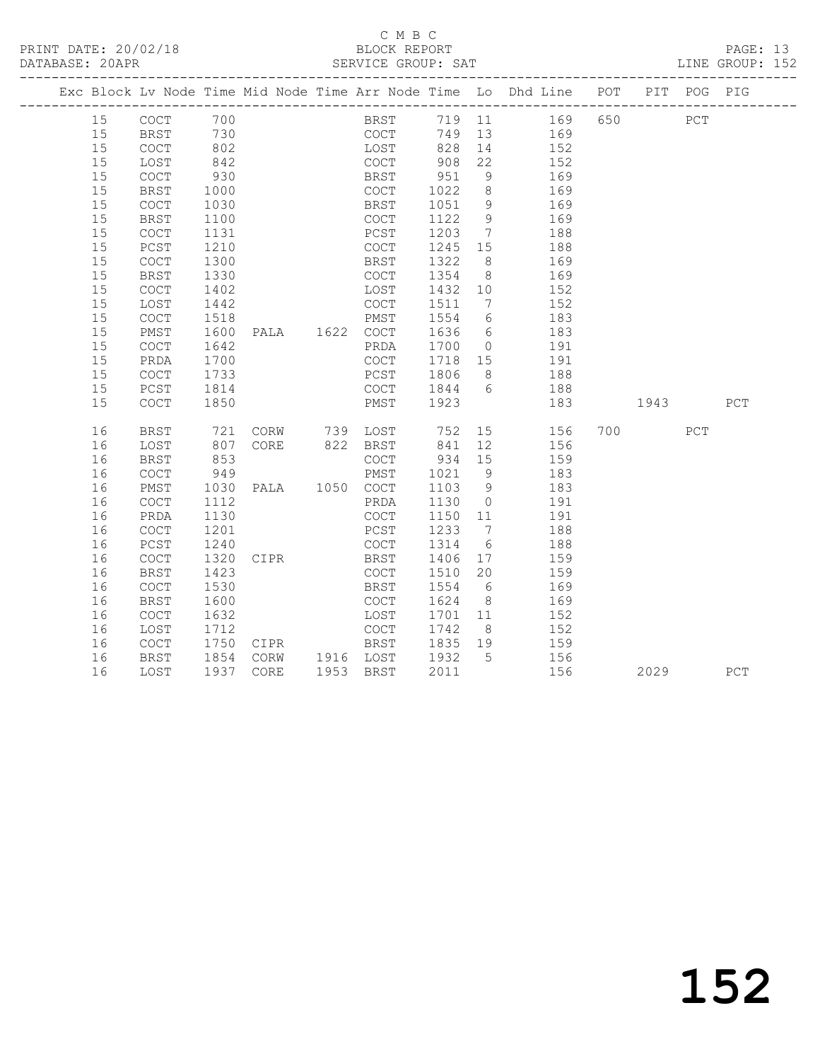C M B C

PRINT DATE: 20/02/18 BLOCK REPORT

DATABASE: 20APR SERVICE GROUP: SAT LINE GROUP: 152

| Exc | Block | Lv | Node | Time | Mid Node | Time | Arr Node | Time | Lo | Dhd Line | POT | PIT | POG | PIG |
|---|---|---|---|---|---|---|---|---|---|---|---|---|---|---|
| | 15 | | COCT | 700 | | | BRST | 719 | 11 | 169 | 650 | | PCT | |
| | 15 | | BRST | 730 | | | COCT | 749 | 13 | 169 | | | | |
| | 15 | | COCT | 802 | | | LOST | 828 | 14 | 152 | | | | |
| | 15 | | LOST | 842 | | | COCT | 908 | 22 | 152 | | | | |
| | 15 | | COCT | 930 | | | BRST | 951 | 9 | 169 | | | | |
| | 15 | | BRST | 1000 | | | COCT | 1022 | 8 | 169 | | | | |
| | 15 | | COCT | 1030 | | | BRST | 1051 | 9 | 169 | | | | |
| | 15 | | BRST | 1100 | | | COCT | 1122 | 9 | 169 | | | | |
| | 15 | | COCT | 1131 | | | PCST | 1203 | 7 | 188 | | | | |
| | 15 | | PCST | 1210 | | | COCT | 1245 | 15 | 188 | | | | |
| | 15 | | COCT | 1300 | | | BRST | 1322 | 8 | 169 | | | | |
| | 15 | | BRST | 1330 | | | COCT | 1354 | 8 | 169 | | | | |
| | 15 | | COCT | 1402 | | | LOST | 1432 | 10 | 152 | | | | |
| | 15 | | LOST | 1442 | | | COCT | 1511 | 7 | 152 | | | | |
| | 15 | | COCT | 1518 | | | PMST | 1554 | 6 | 183 | | | | |
| | 15 | | PMST | 1600 | PALA | 1622 | COCT | 1636 | 6 | 183 | | | | |
| | 15 | | COCT | 1642 | | | PRDA | 1700 | 0 | 191 | | | | |
| | 15 | | PRDA | 1700 | | | COCT | 1718 | 15 | 191 | | | | |
| | 15 | | COCT | 1733 | | | PCST | 1806 | 8 | 188 | | | | |
| | 15 | | PCST | 1814 | | | COCT | 1844 | 6 | 188 | | | | |
| | 15 | | COCT | 1850 | | | PMST | 1923 | | 183 | | 1943 | | PCT |
| | 16 | | BRST | 721 | CORW | 739 | LOST | 752 | 15 | 156 | 700 | | PCT | |
| | 16 | | LOST | 807 | CORE | 822 | BRST | 841 | 12 | 156 | | | | |
| | 16 | | BRST | 853 | | | COCT | 934 | 15 | 159 | | | | |
| | 16 | | COCT | 949 | | | PMST | 1021 | 9 | 183 | | | | |
| | 16 | | PMST | 1030 | PALA | 1050 | COCT | 1103 | 9 | 183 | | | | |
| | 16 | | COCT | 1112 | | | PRDA | 1130 | 0 | 191 | | | | |
| | 16 | | PRDA | 1130 | | | COCT | 1150 | 11 | 191 | | | | |
| | 16 | | COCT | 1201 | | | PCST | 1233 | 7 | 188 | | | | |
| | 16 | | PCST | 1240 | | | COCT | 1314 | 6 | 188 | | | | |
| | 16 | | COCT | 1320 | CIPR | | BRST | 1406 | 17 | 159 | | | | |
| | 16 | | BRST | 1423 | | | COCT | 1510 | 20 | 159 | | | | |
| | 16 | | COCT | 1530 | | | BRST | 1554 | 6 | 169 | | | | |
| | 16 | | BRST | 1600 | | | COCT | 1624 | 8 | 169 | | | | |
| | 16 | | COCT | 1632 | | | LOST | 1701 | 11 | 152 | | | | |
| | 16 | | LOST | 1712 | | | COCT | 1742 | 8 | 152 | | | | |
| | 16 | | COCT | 1750 | CIPR | | BRST | 1835 | 19 | 159 | | | | |
| | 16 | | BRST | 1854 | CORW | 1916 | LOST | 1932 | 5 | 156 | | | | |
| | 16 | | LOST | 1937 | CORE | 1953 | BRST | 2011 | | 156 | | 2029 | | PCT |

# 152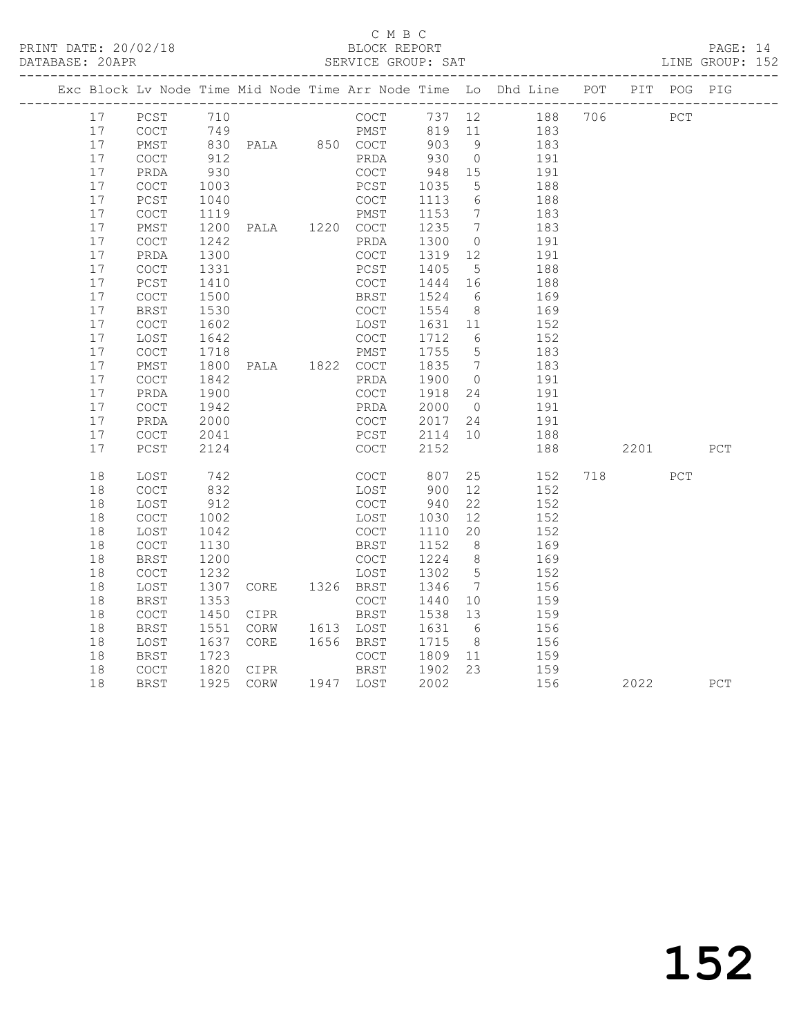C M B C
PRINT DATE: 20/02/18 BLOCK REPORT
DATABASE: 20APR SERVICE GROUP: SAT LINE GROUP: 152

| Exc | Block | Lv | Node | Time | Mid Node | Time | Arr Node | Time | Lo | Dhd Line | POT | PIT | POG | PIG |
|---|---|---|---|---|---|---|---|---|---|---|---|---|---|---|
| | 17 | | PCST | 710 | | | COCT | 737 | 12 | 188 | 706 | | PCT | |
| | 17 | | COCT | 749 | | | PMST | 819 | 11 | 183 | | | | |
| | 17 | | PMST | 830 | PALA | 850 | COCT | 903 | 9 | 183 | | | | |
| | 17 | | COCT | 912 | | | PRDA | 930 | 0 | 191 | | | | |
| | 17 | | PRDA | 930 | | | COCT | 948 | 15 | 191 | | | | |
| | 17 | | COCT | 1003 | | | PCST | 1035 | 5 | 188 | | | | |
| | 17 | | PCST | 1040 | | | COCT | 1113 | 6 | 188 | | | | |
| | 17 | | COCT | 1119 | | | PMST | 1153 | 7 | 183 | | | | |
| | 17 | | PMST | 1200 | PALA | 1220 | COCT | 1235 | 7 | 183 | | | | |
| | 17 | | COCT | 1242 | | | PRDA | 1300 | 0 | 191 | | | | |
| | 17 | | PRDA | 1300 | | | COCT | 1319 | 12 | 191 | | | | |
| | 17 | | COCT | 1331 | | | PCST | 1405 | 5 | 188 | | | | |
| | 17 | | PCST | 1410 | | | COCT | 1444 | 16 | 188 | | | | |
| | 17 | | COCT | 1500 | | | BRST | 1524 | 6 | 169 | | | | |
| | 17 | | BRST | 1530 | | | COCT | 1554 | 8 | 169 | | | | |
| | 17 | | COCT | 1602 | | | LOST | 1631 | 11 | 152 | | | | |
| | 17 | | LOST | 1642 | | | COCT | 1712 | 6 | 152 | | | | |
| | 17 | | COCT | 1718 | | | PMST | 1755 | 5 | 183 | | | | |
| | 17 | | PMST | 1800 | PALA | 1822 | COCT | 1835 | 7 | 183 | | | | |
| | 17 | | COCT | 1842 | | | PRDA | 1900 | 0 | 191 | | | | |
| | 17 | | PRDA | 1900 | | | COCT | 1918 | 24 | 191 | | | | |
| | 17 | | COCT | 1942 | | | PRDA | 2000 | 0 | 191 | | | | |
| | 17 | | PRDA | 2000 | | | COCT | 2017 | 24 | 191 | | | | |
| | 17 | | COCT | 2041 | | | PCST | 2114 | 10 | 188 | | | | |
| | 17 | | PCST | 2124 | | | COCT | 2152 | | 188 | | 2201 | | PCT |
| | 18 | | LOST | 742 | | | COCT | 807 | 25 | 152 | 718 | | PCT | |
| | 18 | | COCT | 832 | | | LOST | 900 | 12 | 152 | | | | |
| | 18 | | LOST | 912 | | | COCT | 940 | 22 | 152 | | | | |
| | 18 | | COCT | 1002 | | | LOST | 1030 | 12 | 152 | | | | |
| | 18 | | LOST | 1042 | | | COCT | 1110 | 20 | 152 | | | | |
| | 18 | | COCT | 1130 | | | BRST | 1152 | 8 | 169 | | | | |
| | 18 | | BRST | 1200 | | | COCT | 1224 | 8 | 169 | | | | |
| | 18 | | COCT | 1232 | | | LOST | 1302 | 5 | 152 | | | | |
| | 18 | | LOST | 1307 | CORE | 1326 | BRST | 1346 | 7 | 156 | | | | |
| | 18 | | BRST | 1353 | | | COCT | 1440 | 10 | 159 | | | | |
| | 18 | | COCT | 1450 | CIPR | | BRST | 1538 | 13 | 159 | | | | |
| | 18 | | BRST | 1551 | CORW | 1613 | LOST | 1631 | 6 | 156 | | | | |
| | 18 | | LOST | 1637 | CORE | 1656 | BRST | 1715 | 8 | 156 | | | | |
| | 18 | | BRST | 1723 | | | COCT | 1809 | 11 | 159 | | | | |
| | 18 | | COCT | 1820 | CIPR | | BRST | 1902 | 23 | 159 | | | | |
| | 18 | | BRST | 1925 | CORW | 1947 | LOST | 2002 | | 156 | | 2022 | | PCT |

152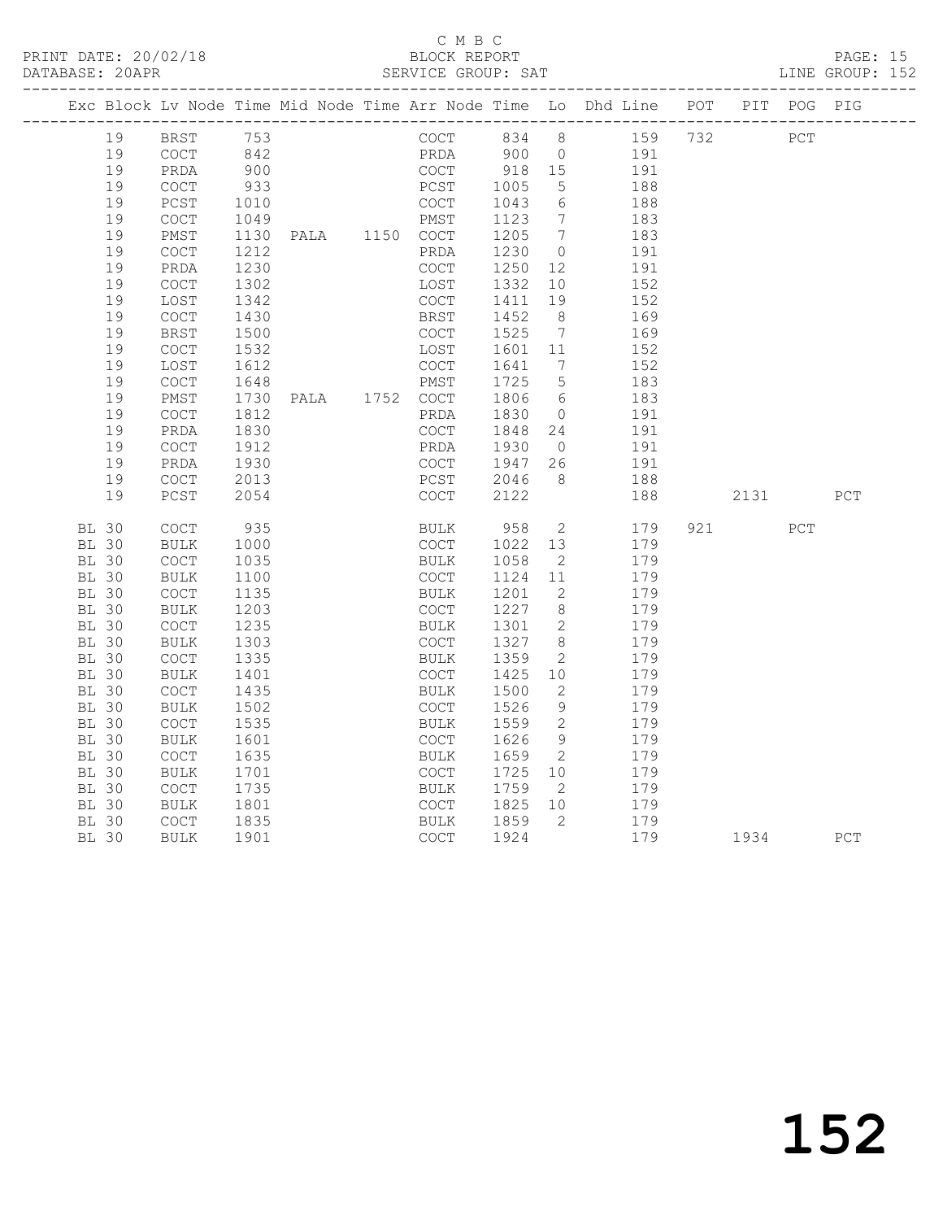C M B C

PRINT DATE: 20/02/18 BLOCK REPORT PAGE: 15
DATABASE: 20APR SERVICE GROUP: SAT LINE GROUP: 152

| Exc | Block | Lv | Node | Time | Mid Node | Time | Arr Node | Time | Lo | Dhd Line | POT | PIT | POG | PIG |
|---|---|---|---|---|---|---|---|---|---|---|---|---|---|---|
| | 19 | | BRST | 753 | | | COCT | 834 | 8 | 159 | 732 | | PCT | |
| | 19 | | COCT | 842 | | | PRDA | 900 | 0 | 191 | | | | |
| | 19 | | PRDA | 900 | | | COCT | 918 | 15 | 191 | | | | |
| | 19 | | COCT | 933 | | | PCST | 1005 | 5 | 188 | | | | |
| | 19 | | PCST | 1010 | | | COCT | 1043 | 6 | 188 | | | | |
| | 19 | | COCT | 1049 | | | PMST | 1123 | 7 | 183 | | | | |
| | 19 | | PMST | 1130 | PALA | 1150 | COCT | 1205 | 7 | 183 | | | | |
| | 19 | | COCT | 1212 | | | PRDA | 1230 | 0 | 191 | | | | |
| | 19 | | PRDA | 1230 | | | COCT | 1250 | 12 | 191 | | | | |
| | 19 | | COCT | 1302 | | | LOST | 1332 | 10 | 152 | | | | |
| | 19 | | LOST | 1342 | | | COCT | 1411 | 19 | 152 | | | | |
| | 19 | | COCT | 1430 | | | BRST | 1452 | 8 | 169 | | | | |
| | 19 | | BRST | 1500 | | | COCT | 1525 | 7 | 169 | | | | |
| | 19 | | COCT | 1532 | | | LOST | 1601 | 11 | 152 | | | | |
| | 19 | | LOST | 1612 | | | COCT | 1641 | 7 | 152 | | | | |
| | 19 | | COCT | 1648 | | | PMST | 1725 | 5 | 183 | | | | |
| | 19 | | PMST | 1730 | PALA | 1752 | COCT | 1806 | 6 | 183 | | | | |
| | 19 | | COCT | 1812 | | | PRDA | 1830 | 0 | 191 | | | | |
| | 19 | | PRDA | 1830 | | | COCT | 1848 | 24 | 191 | | | | |
| | 19 | | COCT | 1912 | | | PRDA | 1930 | 0 | 191 | | | | |
| | 19 | | PRDA | 1930 | | | COCT | 1947 | 26 | 191 | | | | |
| | 19 | | COCT | 2013 | | | PCST | 2046 | 8 | 188 | | | | |
| | 19 | | PCST | 2054 | | | COCT | 2122 | | 188 | | 2131 | | PCT |
| BL | 30 | | COCT | 935 | | | BULK | 958 | 2 | 179 | 921 | | PCT | |
| BL | 30 | | BULK | 1000 | | | COCT | 1022 | 13 | 179 | | | | |
| BL | 30 | | COCT | 1035 | | | BULK | 1058 | 2 | 179 | | | | |
| BL | 30 | | BULK | 1100 | | | COCT | 1124 | 11 | 179 | | | | |
| BL | 30 | | COCT | 1135 | | | BULK | 1201 | 2 | 179 | | | | |
| BL | 30 | | BULK | 1203 | | | COCT | 1227 | 8 | 179 | | | | |
| BL | 30 | | COCT | 1235 | | | BULK | 1301 | 2 | 179 | | | | |
| BL | 30 | | BULK | 1303 | | | COCT | 1327 | 8 | 179 | | | | |
| BL | 30 | | COCT | 1335 | | | BULK | 1359 | 2 | 179 | | | | |
| BL | 30 | | BULK | 1401 | | | COCT | 1425 | 10 | 179 | | | | |
| BL | 30 | | COCT | 1435 | | | BULK | 1500 | 2 | 179 | | | | |
| BL | 30 | | BULK | 1502 | | | COCT | 1526 | 9 | 179 | | | | |
| BL | 30 | | COCT | 1535 | | | BULK | 1559 | 2 | 179 | | | | |
| BL | 30 | | BULK | 1601 | | | COCT | 1626 | 9 | 179 | | | | |
| BL | 30 | | COCT | 1635 | | | BULK | 1659 | 2 | 179 | | | | |
| BL | 30 | | BULK | 1701 | | | COCT | 1725 | 10 | 179 | | | | |
| BL | 30 | | COCT | 1735 | | | BULK | 1759 | 2 | 179 | | | | |
| BL | 30 | | BULK | 1801 | | | COCT | 1825 | 10 | 179 | | | | |
| BL | 30 | | COCT | 1835 | | | BULK | 1859 | 2 | 179 | | | | |
| BL | 30 | | BULK | 1901 | | | COCT | 1924 | | 179 | | 1934 | | PCT |

152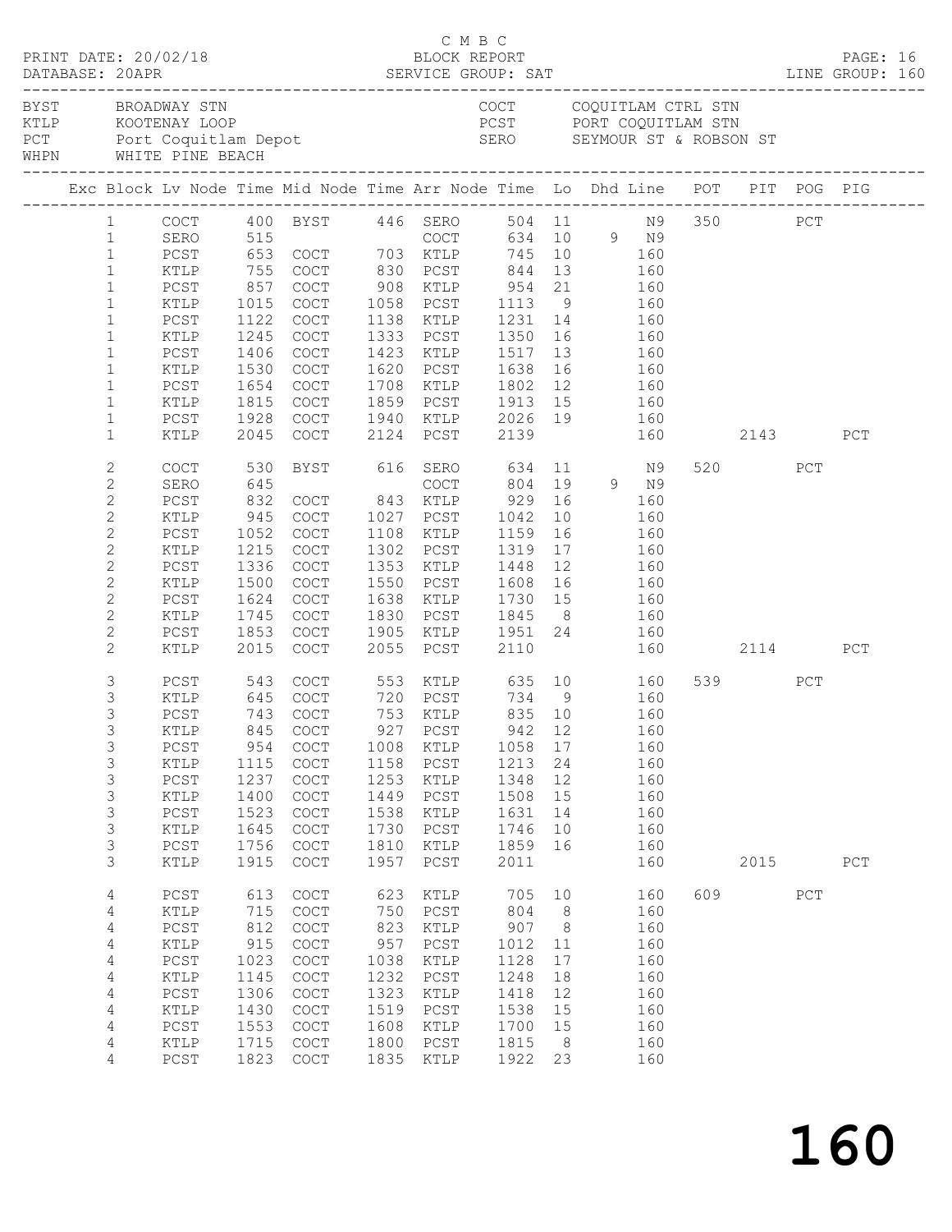C M B C

PRINT DATE: 20/02/18 BLOCK REPORT

DATABASE: 20APR SERVICE GROUP: SAT LINE GROUP: 160

| | | | |
|---|---|---|---|
| BYST | BROADWAY STN | COCT | COQUITLAM CTRL STN |
| KTLP | KOOTENAY LOOP | PCST | PORT COQUITLAM STN |
| PCT | Port Coquitlam Depot | SERO | SEYMOUR ST & ROBSON ST |
| WHPN | WHITE PINE BEACH | | |

| Exc | Block | Lv Node | Time | Mid Node | Time | Arr Node | Time | Lo | Dhd | Line | POT | PIT | POG | PIG |
|---|---|---|---|---|---|---|---|---|---|---|---|---|---|---|
| | 1 | COCT | 400 | BYST | 446 | SERO | 504 | 11 | | N9 | 350 | | PCT | |
| | 1 | SERO | 515 | | | COCT | 634 | 10 | 9 | N9 | | | | |
| | 1 | PCST | 653 | COCT | 703 | KTLP | 745 | 10 | | 160 | | | | |
| | 1 | KTLP | 755 | COCT | 830 | PCST | 844 | 13 | | 160 | | | | |
| | 1 | PCST | 857 | COCT | 908 | KTLP | 954 | 21 | | 160 | | | | |
| | 1 | KTLP | 1015 | COCT | 1058 | PCST | 1113 | 9 | | 160 | | | | |
| | 1 | PCST | 1122 | COCT | 1138 | KTLP | 1231 | 14 | | 160 | | | | |
| | 1 | KTLP | 1245 | COCT | 1333 | PCST | 1350 | 16 | | 160 | | | | |
| | 1 | PCST | 1406 | COCT | 1423 | KTLP | 1517 | 13 | | 160 | | | | |
| | 1 | KTLP | 1530 | COCT | 1620 | PCST | 1638 | 16 | | 160 | | | | |
| | 1 | PCST | 1654 | COCT | 1708 | KTLP | 1802 | 12 | | 160 | | | | |
| | 1 | KTLP | 1815 | COCT | 1859 | PCST | 1913 | 15 | | 160 | | | | |
| | 1 | PCST | 1928 | COCT | 1940 | KTLP | 2026 | 19 | | 160 | | | | |
| | 1 | KTLP | 2045 | COCT | 2124 | PCST | 2139 | | | 160 | | 2143 | | PCT |
| | 2 | COCT | 530 | BYST | 616 | SERO | 634 | 11 | | N9 | 520 | | PCT | |
| | 2 | SERO | 645 | | | COCT | 804 | 19 | 9 | N9 | | | | |
| | 2 | PCST | 832 | COCT | 843 | KTLP | 929 | 16 | | 160 | | | | |
| | 2 | KTLP | 945 | COCT | 1027 | PCST | 1042 | 10 | | 160 | | | | |
| | 2 | PCST | 1052 | COCT | 1108 | KTLP | 1159 | 16 | | 160 | | | | |
| | 2 | KTLP | 1215 | COCT | 1302 | PCST | 1319 | 17 | | 160 | | | | |
| | 2 | PCST | 1336 | COCT | 1353 | KTLP | 1448 | 12 | | 160 | | | | |
| | 2 | KTLP | 1500 | COCT | 1550 | PCST | 1608 | 16 | | 160 | | | | |
| | 2 | PCST | 1624 | COCT | 1638 | KTLP | 1730 | 15 | | 160 | | | | |
| | 2 | KTLP | 1745 | COCT | 1830 | PCST | 1845 | 8 | | 160 | | | | |
| | 2 | PCST | 1853 | COCT | 1905 | KTLP | 1951 | 24 | | 160 | | | | |
| | 2 | KTLP | 2015 | COCT | 2055 | PCST | 2110 | | | 160 | | 2114 | | PCT |
| | 3 | PCST | 543 | COCT | 553 | KTLP | 635 | 10 | | 160 | 539 | | PCT | |
| | 3 | KTLP | 645 | COCT | 720 | PCST | 734 | 9 | | 160 | | | | |
| | 3 | PCST | 743 | COCT | 753 | KTLP | 835 | 10 | | 160 | | | | |
| | 3 | KTLP | 845 | COCT | 927 | PCST | 942 | 12 | | 160 | | | | |
| | 3 | PCST | 954 | COCT | 1008 | KTLP | 1058 | 17 | | 160 | | | | |
| | 3 | KTLP | 1115 | COCT | 1158 | PCST | 1213 | 24 | | 160 | | | | |
| | 3 | PCST | 1237 | COCT | 1253 | KTLP | 1348 | 12 | | 160 | | | | |
| | 3 | KTLP | 1400 | COCT | 1449 | PCST | 1508 | 15 | | 160 | | | | |
| | 3 | PCST | 1523 | COCT | 1538 | KTLP | 1631 | 14 | | 160 | | | | |
| | 3 | KTLP | 1645 | COCT | 1730 | PCST | 1746 | 10 | | 160 | | | | |
| | 3 | PCST | 1756 | COCT | 1810 | KTLP | 1859 | 16 | | 160 | | | | |
| | 3 | KTLP | 1915 | COCT | 1957 | PCST | 2011 | | | 160 | | 2015 | | PCT |
| | 4 | PCST | 613 | COCT | 623 | KTLP | 705 | 10 | | 160 | 609 | | PCT | |
| | 4 | KTLP | 715 | COCT | 750 | PCST | 804 | 8 | | 160 | | | | |
| | 4 | PCST | 812 | COCT | 823 | KTLP | 907 | 8 | | 160 | | | | |
| | 4 | KTLP | 915 | COCT | 957 | PCST | 1012 | 11 | | 160 | | | | |
| | 4 | PCST | 1023 | COCT | 1038 | KTLP | 1128 | 17 | | 160 | | | | |
| | 4 | KTLP | 1145 | COCT | 1232 | PCST | 1248 | 18 | | 160 | | | | |
| | 4 | PCST | 1306 | COCT | 1323 | KTLP | 1418 | 12 | | 160 | | | | |
| | 4 | KTLP | 1430 | COCT | 1519 | PCST | 1538 | 15 | | 160 | | | | |
| | 4 | PCST | 1553 | COCT | 1608 | KTLP | 1700 | 15 | | 160 | | | | |
| | 4 | KTLP | 1715 | COCT | 1800 | PCST | 1815 | 8 | | 160 | | | | |
| | 4 | PCST | 1823 | COCT | 1835 | KTLP | 1922 | 23 | | 160 | | | | |

# 160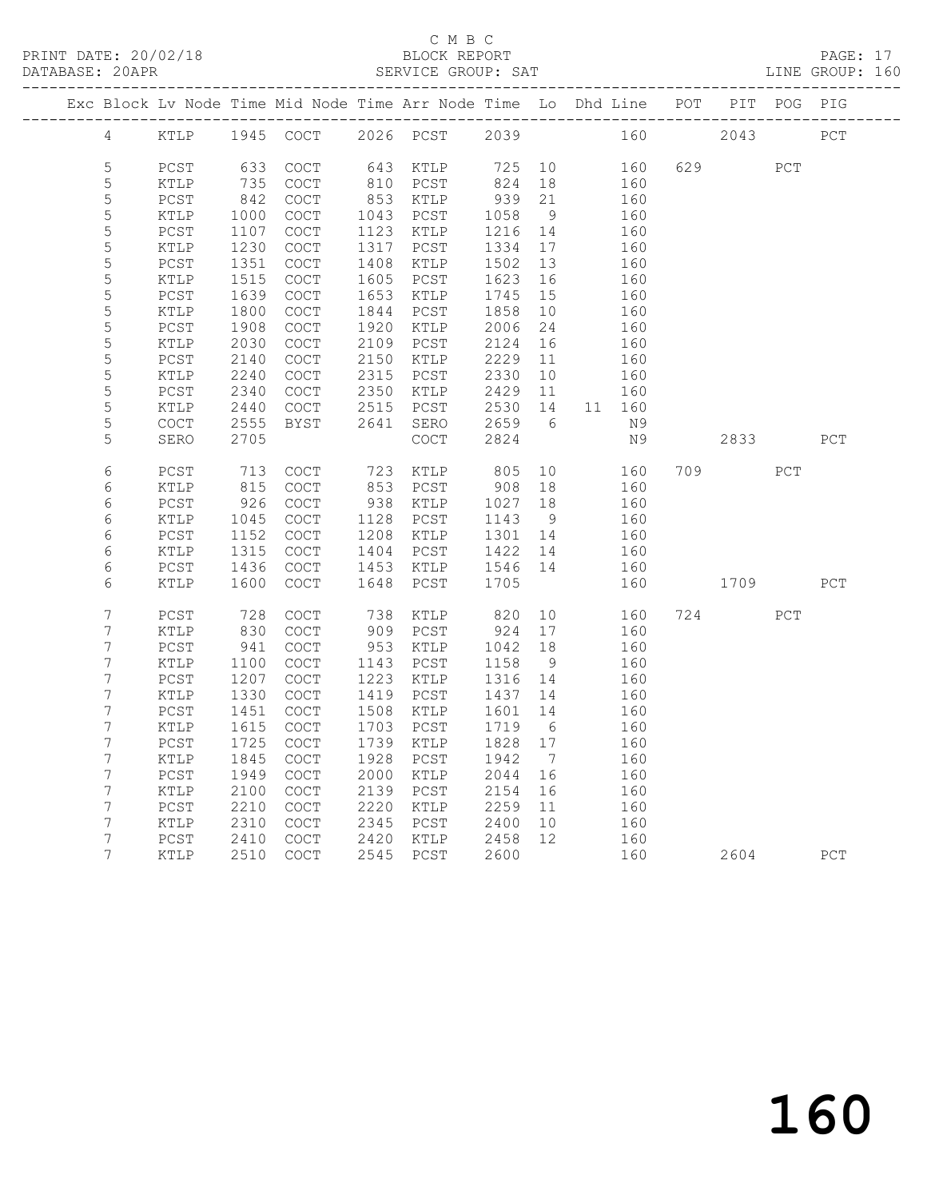C M B C

PRINT DATE: 20/02/18 BLOCK REPORT
DATABASE: 20APR SERVICE GROUP: SAT LINE GROUP: 160

| Exc | Block | Lv | Node | Time | Mid Node | Time | Arr Node | Time | Lo | Dhd | Line | POT | PIT | POG | PIG |
|---|---|---|---|---|---|---|---|---|---|---|---|---|---|---|---|
| | 4 | | KTLP | 1945 | COCT | 2026 | PCST | 2039 | | | 160 | | 2043 | | PCT |
| | 5 | | PCST | 633 | COCT | 643 | KTLP | 725 | 10 | | 160 | 629 | | PCT | |
| | 5 | | KTLP | 735 | COCT | 810 | PCST | 824 | 18 | | 160 | | | | |
| | 5 | | PCST | 842 | COCT | 853 | KTLP | 939 | 21 | | 160 | | | | |
| | 5 | | KTLP | 1000 | COCT | 1043 | PCST | 1058 | 9 | | 160 | | | | |
| | 5 | | PCST | 1107 | COCT | 1123 | KTLP | 1216 | 14 | | 160 | | | | |
| | 5 | | KTLP | 1230 | COCT | 1317 | PCST | 1334 | 17 | | 160 | | | | |
| | 5 | | PCST | 1351 | COCT | 1408 | KTLP | 1502 | 13 | | 160 | | | | |
| | 5 | | KTLP | 1515 | COCT | 1605 | PCST | 1623 | 16 | | 160 | | | | |
| | 5 | | PCST | 1639 | COCT | 1653 | KTLP | 1745 | 15 | | 160 | | | | |
| | 5 | | KTLP | 1800 | COCT | 1844 | PCST | 1858 | 10 | | 160 | | | | |
| | 5 | | PCST | 1908 | COCT | 1920 | KTLP | 2006 | 24 | | 160 | | | | |
| | 5 | | KTLP | 2030 | COCT | 2109 | PCST | 2124 | 16 | | 160 | | | | |
| | 5 | | PCST | 2140 | COCT | 2150 | KTLP | 2229 | 11 | | 160 | | | | |
| | 5 | | KTLP | 2240 | COCT | 2315 | PCST | 2330 | 10 | | 160 | | | | |
| | 5 | | PCST | 2340 | COCT | 2350 | KTLP | 2429 | 11 | | 160 | | | | |
| | 5 | | KTLP | 2440 | COCT | 2515 | PCST | 2530 | 14 | 11 | 160 | | | | |
| | 5 | | COCT | 2555 | BYST | 2641 | SERO | 2659 | 6 | | N9 | | | | |
| | 5 | | SERO | 2705 | | | COCT | 2824 | | | N9 | | 2833 | | PCT |
| | 6 | | PCST | 713 | COCT | 723 | KTLP | 805 | 10 | | 160 | 709 | | PCT | |
| | 6 | | KTLP | 815 | COCT | 853 | PCST | 908 | 18 | | 160 | | | | |
| | 6 | | PCST | 926 | COCT | 938 | KTLP | 1027 | 18 | | 160 | | | | |
| | 6 | | KTLP | 1045 | COCT | 1128 | PCST | 1143 | 9 | | 160 | | | | |
| | 6 | | PCST | 1152 | COCT | 1208 | KTLP | 1301 | 14 | | 160 | | | | |
| | 6 | | KTLP | 1315 | COCT | 1404 | PCST | 1422 | 14 | | 160 | | | | |
| | 6 | | PCST | 1436 | COCT | 1453 | KTLP | 1546 | 14 | | 160 | | | | |
| | 6 | | KTLP | 1600 | COCT | 1648 | PCST | 1705 | | | 160 | | 1709 | | PCT |
| | 7 | | PCST | 728 | COCT | 738 | KTLP | 820 | 10 | | 160 | 724 | | PCT | |
| | 7 | | KTLP | 830 | COCT | 909 | PCST | 924 | 17 | | 160 | | | | |
| | 7 | | PCST | 941 | COCT | 953 | KTLP | 1042 | 18 | | 160 | | | | |
| | 7 | | KTLP | 1100 | COCT | 1143 | PCST | 1158 | 9 | | 160 | | | | |
| | 7 | | PCST | 1207 | COCT | 1223 | KTLP | 1316 | 14 | | 160 | | | | |
| | 7 | | KTLP | 1330 | COCT | 1419 | PCST | 1437 | 14 | | 160 | | | | |
| | 7 | | PCST | 1451 | COCT | 1508 | KTLP | 1601 | 14 | | 160 | | | | |
| | 7 | | KTLP | 1615 | COCT | 1703 | PCST | 1719 | 6 | | 160 | | | | |
| | 7 | | PCST | 1725 | COCT | 1739 | KTLP | 1828 | 17 | | 160 | | | | |
| | 7 | | KTLP | 1845 | COCT | 1928 | PCST | 1942 | 7 | | 160 | | | | |
| | 7 | | PCST | 1949 | COCT | 2000 | KTLP | 2044 | 16 | | 160 | | | | |
| | 7 | | KTLP | 2100 | COCT | 2139 | PCST | 2154 | 16 | | 160 | | | | |
| | 7 | | PCST | 2210 | COCT | 2220 | KTLP | 2259 | 11 | | 160 | | | | |
| | 7 | | KTLP | 2310 | COCT | 2345 | PCST | 2400 | 10 | | 160 | | | | |
| | 7 | | PCST | 2410 | COCT | 2420 | KTLP | 2458 | 12 | | 160 | | | | |
| | 7 | | KTLP | 2510 | COCT | 2545 | PCST | 2600 | | | 160 | | 2604 | | PCT |

160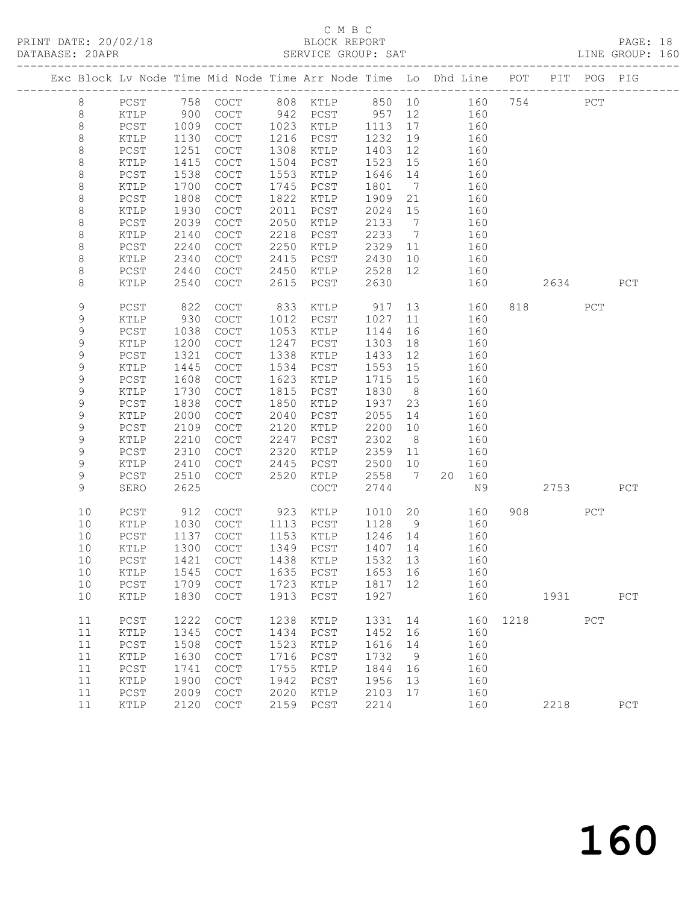C M B C

PRINT DATE: 20/02/18 BLOCK REPORT PAGE: 18

DATABASE: 20APR SERVICE GROUP: SAT LINE GROUP: 160

| Exc | Block | Lv | Node | Time | Mid Node | Time | Arr Node | Time | Lo | Dhd | Line | POT | PIT | POG | PIG |
|---|---|---|---|---|---|---|---|---|---|---|---|---|---|---|---|
| | 8 | | PCST | 758 | COCT | 808 | KTLP | 850 | 10 | | 160 | 754 | | PCT | |
| | 8 | | KTLP | 900 | COCT | 942 | PCST | 957 | 12 | | 160 | | | | |
| | 8 | | PCST | 1009 | COCT | 1023 | KTLP | 1113 | 17 | | 160 | | | | |
| | 8 | | KTLP | 1130 | COCT | 1216 | PCST | 1232 | 19 | | 160 | | | | |
| | 8 | | PCST | 1251 | COCT | 1308 | KTLP | 1403 | 12 | | 160 | | | | |
| | 8 | | KTLP | 1415 | COCT | 1504 | PCST | 1523 | 15 | | 160 | | | | |
| | 8 | | PCST | 1538 | COCT | 1553 | KTLP | 1646 | 14 | | 160 | | | | |
| | 8 | | KTLP | 1700 | COCT | 1745 | PCST | 1801 | 7 | | 160 | | | | |
| | 8 | | PCST | 1808 | COCT | 1822 | KTLP | 1909 | 21 | | 160 | | | | |
| | 8 | | KTLP | 1930 | COCT | 2011 | PCST | 2024 | 15 | | 160 | | | | |
| | 8 | | PCST | 2039 | COCT | 2050 | KTLP | 2133 | 7 | | 160 | | | | |
| | 8 | | KTLP | 2140 | COCT | 2218 | PCST | 2233 | 7 | | 160 | | | | |
| | 8 | | PCST | 2240 | COCT | 2250 | KTLP | 2329 | 11 | | 160 | | | | |
| | 8 | | KTLP | 2340 | COCT | 2415 | PCST | 2430 | 10 | | 160 | | | | |
| | 8 | | PCST | 2440 | COCT | 2450 | KTLP | 2528 | 12 | | 160 | | | | |
| | 8 | | KTLP | 2540 | COCT | 2615 | PCST | 2630 | | | 160 | | 2634 | | PCT |
| | 9 | | PCST | 822 | COCT | 833 | KTLP | 917 | 13 | | 160 | 818 | | PCT | |
| | 9 | | KTLP | 930 | COCT | 1012 | PCST | 1027 | 11 | | 160 | | | | |
| | 9 | | PCST | 1038 | COCT | 1053 | KTLP | 1144 | 16 | | 160 | | | | |
| | 9 | | KTLP | 1200 | COCT | 1247 | PCST | 1303 | 18 | | 160 | | | | |
| | 9 | | PCST | 1321 | COCT | 1338 | KTLP | 1433 | 12 | | 160 | | | | |
| | 9 | | KTLP | 1445 | COCT | 1534 | PCST | 1553 | 15 | | 160 | | | | |
| | 9 | | PCST | 1608 | COCT | 1623 | KTLP | 1715 | 15 | | 160 | | | | |
| | 9 | | KTLP | 1730 | COCT | 1815 | PCST | 1830 | 8 | | 160 | | | | |
| | 9 | | PCST | 1838 | COCT | 1850 | KTLP | 1937 | 23 | | 160 | | | | |
| | 9 | | KTLP | 2000 | COCT | 2040 | PCST | 2055 | 14 | | 160 | | | | |
| | 9 | | PCST | 2109 | COCT | 2120 | KTLP | 2200 | 10 | | 160 | | | | |
| | 9 | | KTLP | 2210 | COCT | 2247 | PCST | 2302 | 8 | | 160 | | | | |
| | 9 | | PCST | 2310 | COCT | 2320 | KTLP | 2359 | 11 | | 160 | | | | |
| | 9 | | KTLP | 2410 | COCT | 2445 | PCST | 2500 | 10 | | 160 | | | | |
| | 9 | | PCST | 2510 | COCT | 2520 | KTLP | 2558 | 7 | 20 | 160 | | | | |
| | 9 | | SERO | 2625 | | | COCT | 2744 | | | N9 | | 2753 | | PCT |
| | 10 | | PCST | 912 | COCT | 923 | KTLP | 1010 | 20 | | 160 | 908 | | PCT | |
| | 10 | | KTLP | 1030 | COCT | 1113 | PCST | 1128 | 9 | | 160 | | | | |
| | 10 | | PCST | 1137 | COCT | 1153 | KTLP | 1246 | 14 | | 160 | | | | |
| | 10 | | KTLP | 1300 | COCT | 1349 | PCST | 1407 | 14 | | 160 | | | | |
| | 10 | | PCST | 1421 | COCT | 1438 | KTLP | 1532 | 13 | | 160 | | | | |
| | 10 | | KTLP | 1545 | COCT | 1635 | PCST | 1653 | 16 | | 160 | | | | |
| | 10 | | PCST | 1709 | COCT | 1723 | KTLP | 1817 | 12 | | 160 | | | | |
| | 10 | | KTLP | 1830 | COCT | 1913 | PCST | 1927 | | | 160 | | 1931 | | PCT |
| | 11 | | PCST | 1222 | COCT | 1238 | KTLP | 1331 | 14 | | 160 | 1218 | | PCT | |
| | 11 | | KTLP | 1345 | COCT | 1434 | PCST | 1452 | 16 | | 160 | | | | |
| | 11 | | PCST | 1508 | COCT | 1523 | KTLP | 1616 | 14 | | 160 | | | | |
| | 11 | | KTLP | 1630 | COCT | 1716 | PCST | 1732 | 9 | | 160 | | | | |
| | 11 | | PCST | 1741 | COCT | 1755 | KTLP | 1844 | 16 | | 160 | | | | |
| | 11 | | KTLP | 1900 | COCT | 1942 | PCST | 1956 | 13 | | 160 | | | | |
| | 11 | | PCST | 2009 | COCT | 2020 | KTLP | 2103 | 17 | | 160 | | | | |
| | 11 | | KTLP | 2120 | COCT | 2159 | PCST | 2214 | | | 160 | | 2218 | | PCT |

# 160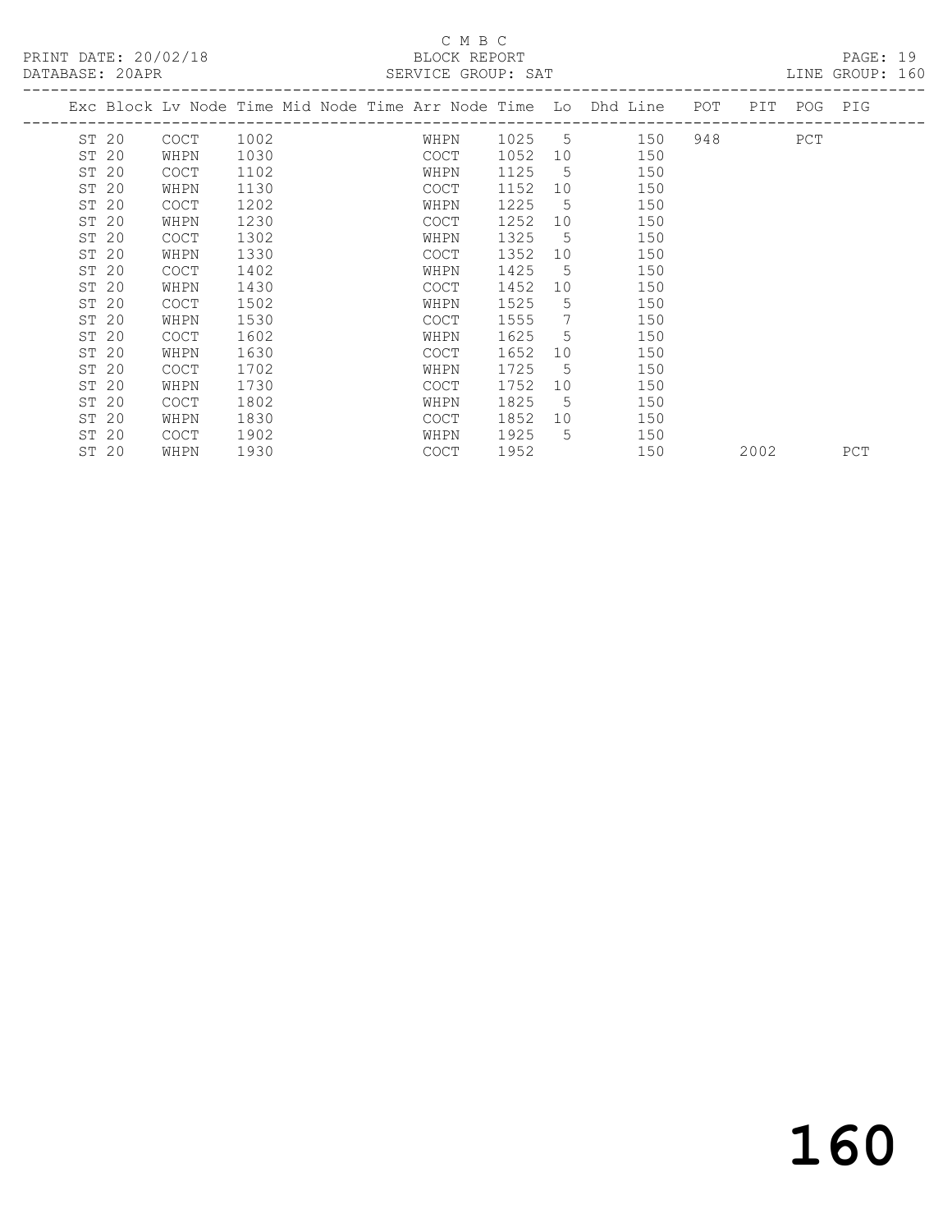C M B C

PRINT DATE: 20/02/18 BLOCK REPORT

DATABASE: 20APR SERVICE GROUP: SAT LINE GROUP: 160

| Exc | Block | Lv | Node | Time | Mid Node | Time | Arr Node | Time | Lo | Dhd Line | POT | PIT | POG | PIG |
|---|---|---|---|---|---|---|---|---|---|---|---|---|---|---|
| | ST | 20 | COCT | 1002 | | | WHPN | 1025 | 5 | 150 | 948 | | PCT | |
| | ST | 20 | WHPN | 1030 | | | COCT | 1052 | 10 | 150 | | | | |
| | ST | 20 | COCT | 1102 | | | WHPN | 1125 | 5 | 150 | | | | |
| | ST | 20 | WHPN | 1130 | | | COCT | 1152 | 10 | 150 | | | | |
| | ST | 20 | COCT | 1202 | | | WHPN | 1225 | 5 | 150 | | | | |
| | ST | 20 | WHPN | 1230 | | | COCT | 1252 | 10 | 150 | | | | |
| | ST | 20 | COCT | 1302 | | | WHPN | 1325 | 5 | 150 | | | | |
| | ST | 20 | WHPN | 1330 | | | COCT | 1352 | 10 | 150 | | | | |
| | ST | 20 | COCT | 1402 | | | WHPN | 1425 | 5 | 150 | | | | |
| | ST | 20 | WHPN | 1430 | | | COCT | 1452 | 10 | 150 | | | | |
| | ST | 20 | COCT | 1502 | | | WHPN | 1525 | 5 | 150 | | | | |
| | ST | 20 | WHPN | 1530 | | | COCT | 1555 | 7 | 150 | | | | |
| | ST | 20 | COCT | 1602 | | | WHPN | 1625 | 5 | 150 | | | | |
| | ST | 20 | WHPN | 1630 | | | COCT | 1652 | 10 | 150 | | | | |
| | ST | 20 | COCT | 1702 | | | WHPN | 1725 | 5 | 150 | | | | |
| | ST | 20 | WHPN | 1730 | | | COCT | 1752 | 10 | 150 | | | | |
| | ST | 20 | COCT | 1802 | | | WHPN | 1825 | 5 | 150 | | | | |
| | ST | 20 | WHPN | 1830 | | | COCT | 1852 | 10 | 150 | | | | |
| | ST | 20 | COCT | 1902 | | | WHPN | 1925 | 5 | 150 | | | | |
| | ST | 20 | WHPN | 1930 | | | COCT | 1952 | | 150 | | 2002 | | PCT |

# 160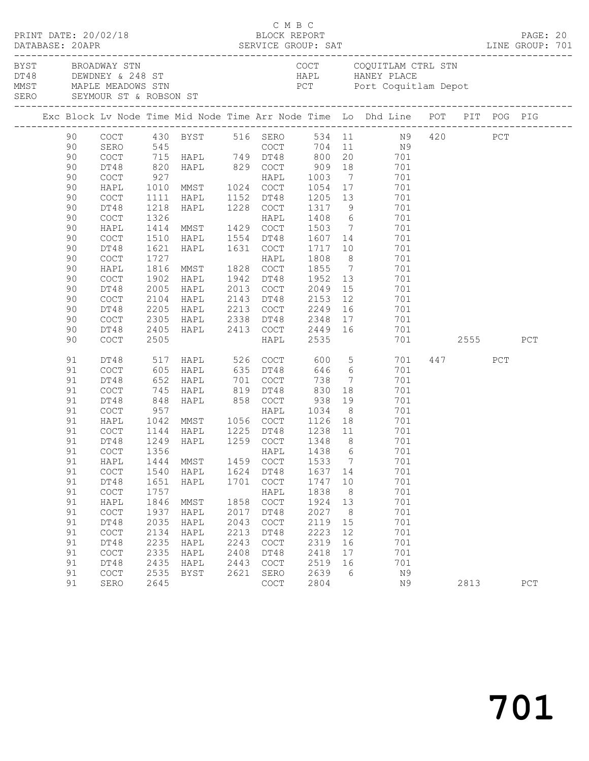C M B C

PRINT DATE: 20/02/18 BLOCK REPORT

DATABASE: 20APR SERVICE GROUP: SAT LINE GROUP: 701

| Code | Name | Code | Name |
|---|---|---|---|
| BYST | BROADWAY STN | COCT | COQUITLAM CTRL STN |
| DT48 | DEWDNEY & 248 ST | HAPL | HANEY PLACE |
| MMST | MAPLE MEADOWS STN | PCT | Port Coquitlam Depot |
| SERO | SEYMOUR ST & ROBSON ST | | |

| Exc | Block | Lv Node | Time | Mid Node | Time | Arr Node | Time | Lo | Dhd Line | POT | PIT | POG | PIG |
|---|---|---|---|---|---|---|---|---|---|---|---|---|---|
| | 90 | COCT | 430 | BYST | 516 | SERO | 534 | 11 | N9 | 420 | | PCT | |
| | 90 | SERO | 545 | | | COCT | 704 | 11 | N9 | | | | |
| | 90 | COCT | 715 | HAPL | 749 | DT48 | 800 | 20 | 701 | | | | |
| | 90 | DT48 | 820 | HAPL | 829 | COCT | 909 | 18 | 701 | | | | |
| | 90 | COCT | 927 | | | HAPL | 1003 | 7 | 701 | | | | |
| | 90 | HAPL | 1010 | MMST | 1024 | COCT | 1054 | 17 | 701 | | | | |
| | 90 | COCT | 1111 | HAPL | 1152 | DT48 | 1205 | 13 | 701 | | | | |
| | 90 | DT48 | 1218 | HAPL | 1228 | COCT | 1317 | 9 | 701 | | | | |
| | 90 | COCT | 1326 | | | HAPL | 1408 | 6 | 701 | | | | |
| | 90 | HAPL | 1414 | MMST | 1429 | COCT | 1503 | 7 | 701 | | | | |
| | 90 | COCT | 1510 | HAPL | 1554 | DT48 | 1607 | 14 | 701 | | | | |
| | 90 | DT48 | 1621 | HAPL | 1631 | COCT | 1717 | 10 | 701 | | | | |
| | 90 | COCT | 1727 | | | HAPL | 1808 | 8 | 701 | | | | |
| | 90 | HAPL | 1816 | MMST | 1828 | COCT | 1855 | 7 | 701 | | | | |
| | 90 | COCT | 1902 | HAPL | 1942 | DT48 | 1952 | 13 | 701 | | | | |
| | 90 | DT48 | 2005 | HAPL | 2013 | COCT | 2049 | 15 | 701 | | | | |
| | 90 | COCT | 2104 | HAPL | 2143 | DT48 | 2153 | 12 | 701 | | | | |
| | 90 | DT48 | 2205 | HAPL | 2213 | COCT | 2249 | 16 | 701 | | | | |
| | 90 | COCT | 2305 | HAPL | 2338 | DT48 | 2348 | 17 | 701 | | | | |
| | 90 | DT48 | 2405 | HAPL | 2413 | COCT | 2449 | 16 | 701 | | | | |
| | 90 | COCT | 2505 | | | HAPL | 2535 | | 701 | | 2555 | | PCT |
| | 91 | DT48 | 517 | HAPL | 526 | COCT | 600 | 5 | 701 | 447 | | PCT | |
| | 91 | COCT | 605 | HAPL | 635 | DT48 | 646 | 6 | 701 | | | | |
| | 91 | DT48 | 652 | HAPL | 701 | COCT | 738 | 7 | 701 | | | | |
| | 91 | COCT | 745 | HAPL | 819 | DT48 | 830 | 18 | 701 | | | | |
| | 91 | DT48 | 848 | HAPL | 858 | COCT | 938 | 19 | 701 | | | | |
| | 91 | COCT | 957 | | | HAPL | 1034 | 8 | 701 | | | | |
| | 91 | HAPL | 1042 | MMST | 1056 | COCT | 1126 | 18 | 701 | | | | |
| | 91 | COCT | 1144 | HAPL | 1225 | DT48 | 1238 | 11 | 701 | | | | |
| | 91 | DT48 | 1249 | HAPL | 1259 | COCT | 1348 | 8 | 701 | | | | |
| | 91 | COCT | 1356 | | | HAPL | 1438 | 6 | 701 | | | | |
| | 91 | HAPL | 1444 | MMST | 1459 | COCT | 1533 | 7 | 701 | | | | |
| | 91 | COCT | 1540 | HAPL | 1624 | DT48 | 1637 | 14 | 701 | | | | |
| | 91 | DT48 | 1651 | HAPL | 1701 | COCT | 1747 | 10 | 701 | | | | |
| | 91 | COCT | 1757 | | | HAPL | 1838 | 8 | 701 | | | | |
| | 91 | HAPL | 1846 | MMST | 1858 | COCT | 1924 | 13 | 701 | | | | |
| | 91 | COCT | 1937 | HAPL | 2017 | DT48 | 2027 | 8 | 701 | | | | |
| | 91 | DT48 | 2035 | HAPL | 2043 | COCT | 2119 | 15 | 701 | | | | |
| | 91 | COCT | 2134 | HAPL | 2213 | DT48 | 2223 | 12 | 701 | | | | |
| | 91 | DT48 | 2235 | HAPL | 2243 | COCT | 2319 | 16 | 701 | | | | |
| | 91 | COCT | 2335 | HAPL | 2408 | DT48 | 2418 | 17 | 701 | | | | |
| | 91 | DT48 | 2435 | HAPL | 2443 | COCT | 2519 | 16 | 701 | | | | |
| | 91 | COCT | 2535 | BYST | 2621 | SERO | 2639 | 6 | N9 | | | | |
| | 91 | SERO | 2645 | | | COCT | 2804 | | N9 | | 2813 | | PCT |

701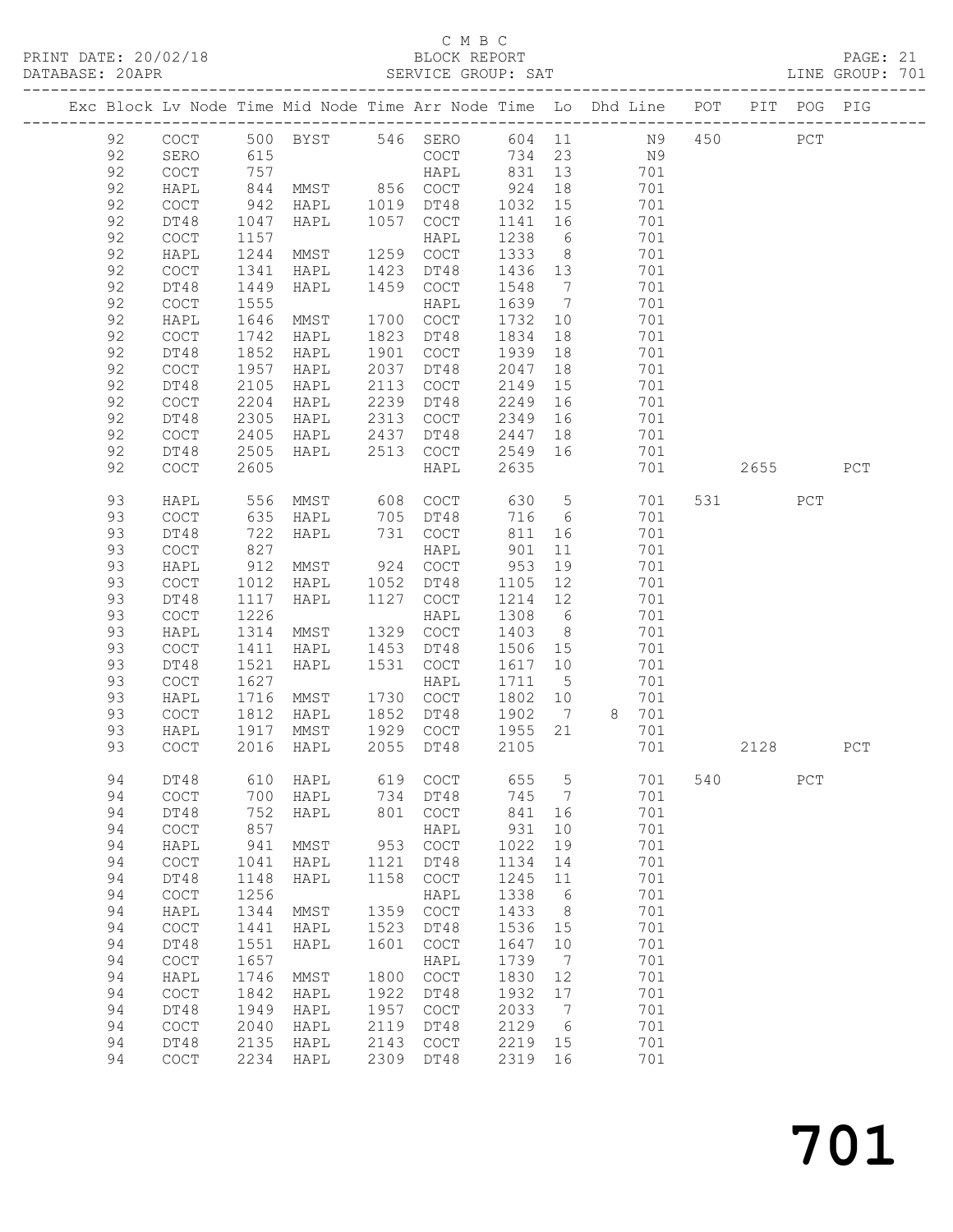C M B C

BLOCK REPORT

SERVICE GROUP: SAT

PRINT DATE: 20/02/18
DATABASE: 20APR
LINE GROUP: 701

| Exc | Block | Lv | Node | Time | Mid Node | Time | Arr Node | Time | Lo | Dhd Line | POT | PIT | POG | PIG |
|---|---|---|---|---|---|---|---|---|---|---|---|---|---|---|
| | 92 | | COCT | 500 | BYST | 546 | SERO | 604 | 11 | N9 | 450 | | PCT | |
| | 92 | | SERO | 615 | | | COCT | 734 | 23 | N9 | | | | |
| | 92 | | COCT | 757 | | | HAPL | 831 | 13 | 701 | | | | |
| | 92 | | HAPL | 844 | MMST | 856 | COCT | 924 | 18 | 701 | | | | |
| | 92 | | COCT | 942 | HAPL | 1019 | DT48 | 1032 | 15 | 701 | | | | |
| | 92 | | DT48 | 1047 | HAPL | 1057 | COCT | 1141 | 16 | 701 | | | | |
| | 92 | | COCT | 1157 | | | HAPL | 1238 | 6 | 701 | | | | |
| | 92 | | HAPL | 1244 | MMST | 1259 | COCT | 1333 | 8 | 701 | | | | |
| | 92 | | COCT | 1341 | HAPL | 1423 | DT48 | 1436 | 13 | 701 | | | | |
| | 92 | | DT48 | 1449 | HAPL | 1459 | COCT | 1548 | 7 | 701 | | | | |
| | 92 | | COCT | 1555 | | | HAPL | 1639 | 7 | 701 | | | | |
| | 92 | | HAPL | 1646 | MMST | 1700 | COCT | 1732 | 10 | 701 | | | | |
| | 92 | | COCT | 1742 | HAPL | 1823 | DT48 | 1834 | 18 | 701 | | | | |
| | 92 | | DT48 | 1852 | HAPL | 1901 | COCT | 1939 | 18 | 701 | | | | |
| | 92 | | COCT | 1957 | HAPL | 2037 | DT48 | 2047 | 18 | 701 | | | | |
| | 92 | | DT48 | 2105 | HAPL | 2113 | COCT | 2149 | 15 | 701 | | | | |
| | 92 | | COCT | 2204 | HAPL | 2239 | DT48 | 2249 | 16 | 701 | | | | |
| | 92 | | DT48 | 2305 | HAPL | 2313 | COCT | 2349 | 16 | 701 | | | | |
| | 92 | | COCT | 2405 | HAPL | 2437 | DT48 | 2447 | 18 | 701 | | | | |
| | 92 | | DT48 | 2505 | HAPL | 2513 | COCT | 2549 | 16 | 701 | | | | |
| | 92 | | COCT | 2605 | | | HAPL | 2635 | | 701 | | 2655 | | PCT |
| | 93 | | HAPL | 556 | MMST | 608 | COCT | 630 | 5 | 701 | 531 | | PCT | |
| | 93 | | COCT | 635 | HAPL | 705 | DT48 | 716 | 6 | 701 | | | | |
| | 93 | | DT48 | 722 | HAPL | 731 | COCT | 811 | 16 | 701 | | | | |
| | 93 | | COCT | 827 | | | HAPL | 901 | 11 | 701 | | | | |
| | 93 | | HAPL | 912 | MMST | 924 | COCT | 953 | 19 | 701 | | | | |
| | 93 | | COCT | 1012 | HAPL | 1052 | DT48 | 1105 | 12 | 701 | | | | |
| | 93 | | DT48 | 1117 | HAPL | 1127 | COCT | 1214 | 12 | 701 | | | | |
| | 93 | | COCT | 1226 | | | HAPL | 1308 | 6 | 701 | | | | |
| | 93 | | HAPL | 1314 | MMST | 1329 | COCT | 1403 | 8 | 701 | | | | |
| | 93 | | COCT | 1411 | HAPL | 1453 | DT48 | 1506 | 15 | 701 | | | | |
| | 93 | | DT48 | 1521 | HAPL | 1531 | COCT | 1617 | 10 | 701 | | | | |
| | 93 | | COCT | 1627 | | | HAPL | 1711 | 5 | 701 | | | | |
| | 93 | | HAPL | 1716 | MMST | 1730 | COCT | 1802 | 10 | 701 | | | | |
| | 93 | | COCT | 1812 | HAPL | 1852 | DT48 | 1902 | 7 | 8 701 | | | | |
| | 93 | | HAPL | 1917 | MMST | 1929 | COCT | 1955 | 21 | 701 | | | | |
| | 93 | | COCT | 2016 | HAPL | 2055 | DT48 | 2105 | | 701 | | 2128 | | PCT |
| | 94 | | DT48 | 610 | HAPL | 619 | COCT | 655 | 5 | 701 | 540 | | PCT | |
| | 94 | | COCT | 700 | HAPL | 734 | DT48 | 745 | 7 | 701 | | | | |
| | 94 | | DT48 | 752 | HAPL | 801 | COCT | 841 | 16 | 701 | | | | |
| | 94 | | COCT | 857 | | | HAPL | 931 | 10 | 701 | | | | |
| | 94 | | HAPL | 941 | MMST | 953 | COCT | 1022 | 19 | 701 | | | | |
| | 94 | | COCT | 1041 | HAPL | 1121 | DT48 | 1134 | 14 | 701 | | | | |
| | 94 | | DT48 | 1148 | HAPL | 1158 | COCT | 1245 | 11 | 701 | | | | |
| | 94 | | COCT | 1256 | | | HAPL | 1338 | 6 | 701 | | | | |
| | 94 | | HAPL | 1344 | MMST | 1359 | COCT | 1433 | 8 | 701 | | | | |
| | 94 | | COCT | 1441 | HAPL | 1523 | DT48 | 1536 | 15 | 701 | | | | |
| | 94 | | DT48 | 1551 | HAPL | 1601 | COCT | 1647 | 10 | 701 | | | | |
| | 94 | | COCT | 1657 | | | HAPL | 1739 | 7 | 701 | | | | |
| | 94 | | HAPL | 1746 | MMST | 1800 | COCT | 1830 | 12 | 701 | | | | |
| | 94 | | COCT | 1842 | HAPL | 1922 | DT48 | 1932 | 17 | 701 | | | | |
| | 94 | | DT48 | 1949 | HAPL | 1957 | COCT | 2033 | 7 | 701 | | | | |
| | 94 | | COCT | 2040 | HAPL | 2119 | DT48 | 2129 | 6 | 701 | | | | |
| | 94 | | DT48 | 2135 | HAPL | 2143 | COCT | 2219 | 15 | 701 | | | | |
| | 94 | | COCT | 2234 | HAPL | 2309 | DT48 | 2319 | 16 | 701 | | | | |

# 701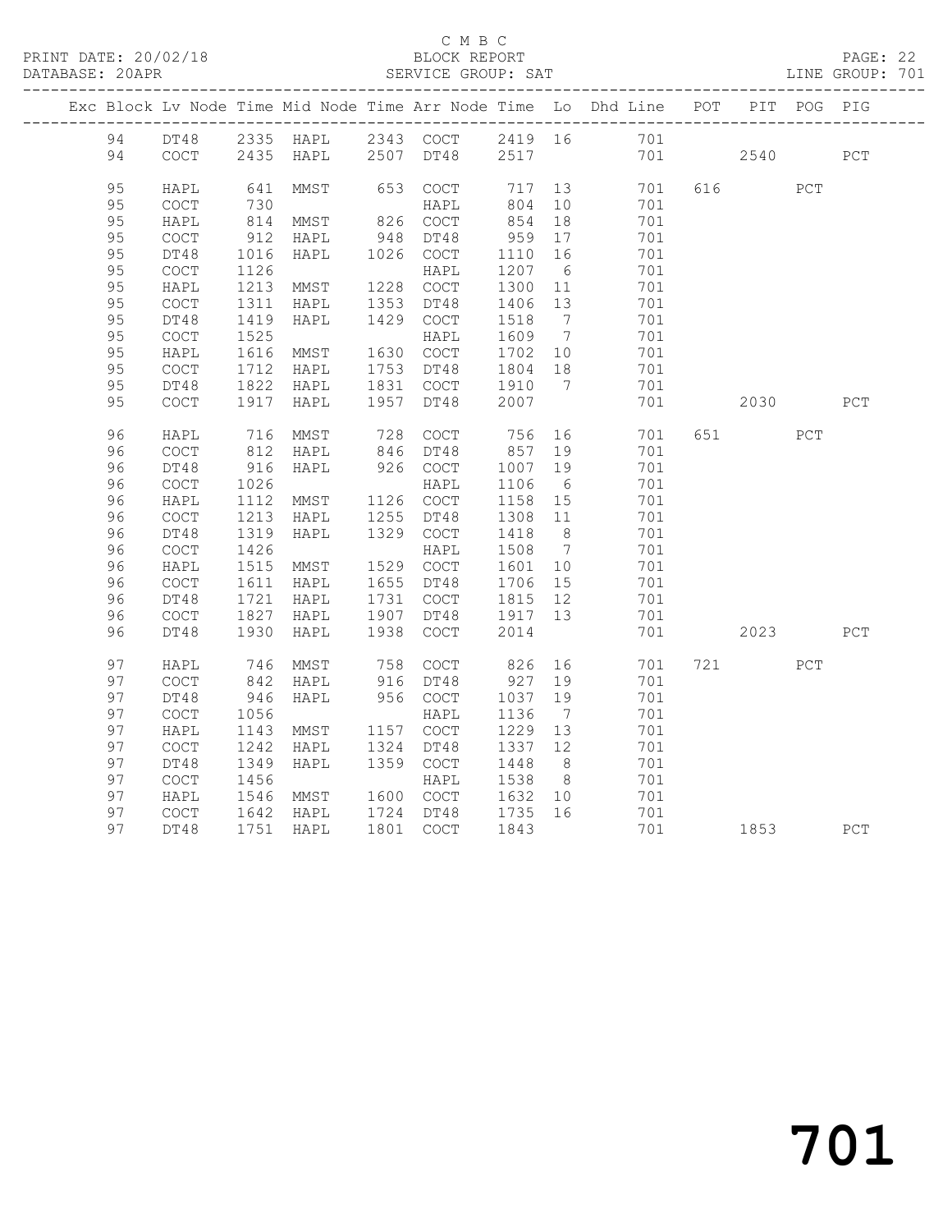C M B C

PRINT DATE: 20/02/18 BLOCK REPORT

DATABASE: 20APR SERVICE GROUP: SAT LINE GROUP: 701

| Exc | Block | Lv | Node | Time | Mid Node | Time | Arr Node | Time | Lo | Dhd Line | POT | PIT | POG | PIG |
|---|---|---|---|---|---|---|---|---|---|---|---|---|---|---|
| | 94 | | DT48 | 2335 | HAPL | 2343 | COCT | 2419 | 16 | 701 | | | | |
| | 94 | | COCT | 2435 | HAPL | 2507 | DT48 | 2517 | | 701 | | 2540 | | PCT |
| | 95 | | HAPL | 641 | MMST | 653 | COCT | 717 | 13 | 701 | 616 | | PCT | |
| | 95 | | COCT | 730 | | | HAPL | 804 | 10 | 701 | | | | |
| | 95 | | HAPL | 814 | MMST | 826 | COCT | 854 | 18 | 701 | | | | |
| | 95 | | COCT | 912 | HAPL | 948 | DT48 | 959 | 17 | 701 | | | | |
| | 95 | | DT48 | 1016 | HAPL | 1026 | COCT | 1110 | 16 | 701 | | | | |
| | 95 | | COCT | 1126 | | | HAPL | 1207 | 6 | 701 | | | | |
| | 95 | | HAPL | 1213 | MMST | 1228 | COCT | 1300 | 11 | 701 | | | | |
| | 95 | | COCT | 1311 | HAPL | 1353 | DT48 | 1406 | 13 | 701 | | | | |
| | 95 | | DT48 | 1419 | HAPL | 1429 | COCT | 1518 | 7 | 701 | | | | |
| | 95 | | COCT | 1525 | | | HAPL | 1609 | 7 | 701 | | | | |
| | 95 | | HAPL | 1616 | MMST | 1630 | COCT | 1702 | 10 | 701 | | | | |
| | 95 | | COCT | 1712 | HAPL | 1753 | DT48 | 1804 | 18 | 701 | | | | |
| | 95 | | DT48 | 1822 | HAPL | 1831 | COCT | 1910 | 7 | 701 | | | | |
| | 95 | | COCT | 1917 | HAPL | 1957 | DT48 | 2007 | | 701 | | 2030 | | PCT |
| | 96 | | HAPL | 716 | MMST | 728 | COCT | 756 | 16 | 701 | 651 | | PCT | |
| | 96 | | COCT | 812 | HAPL | 846 | DT48 | 857 | 19 | 701 | | | | |
| | 96 | | DT48 | 916 | HAPL | 926 | COCT | 1007 | 19 | 701 | | | | |
| | 96 | | COCT | 1026 | | | HAPL | 1106 | 6 | 701 | | | | |
| | 96 | | HAPL | 1112 | MMST | 1126 | COCT | 1158 | 15 | 701 | | | | |
| | 96 | | COCT | 1213 | HAPL | 1255 | DT48 | 1308 | 11 | 701 | | | | |
| | 96 | | DT48 | 1319 | HAPL | 1329 | COCT | 1418 | 8 | 701 | | | | |
| | 96 | | COCT | 1426 | | | HAPL | 1508 | 7 | 701 | | | | |
| | 96 | | HAPL | 1515 | MMST | 1529 | COCT | 1601 | 10 | 701 | | | | |
| | 96 | | COCT | 1611 | HAPL | 1655 | DT48 | 1706 | 15 | 701 | | | | |
| | 96 | | DT48 | 1721 | HAPL | 1731 | COCT | 1815 | 12 | 701 | | | | |
| | 96 | | COCT | 1827 | HAPL | 1907 | DT48 | 1917 | 13 | 701 | | | | |
| | 96 | | DT48 | 1930 | HAPL | 1938 | COCT | 2014 | | 701 | | 2023 | | PCT |
| | 97 | | HAPL | 746 | MMST | 758 | COCT | 826 | 16 | 701 | 721 | | PCT | |
| | 97 | | COCT | 842 | HAPL | 916 | DT48 | 927 | 19 | 701 | | | | |
| | 97 | | DT48 | 946 | HAPL | 956 | COCT | 1037 | 19 | 701 | | | | |
| | 97 | | COCT | 1056 | | | HAPL | 1136 | 7 | 701 | | | | |
| | 97 | | HAPL | 1143 | MMST | 1157 | COCT | 1229 | 13 | 701 | | | | |
| | 97 | | COCT | 1242 | HAPL | 1324 | DT48 | 1337 | 12 | 701 | | | | |
| | 97 | | DT48 | 1349 | HAPL | 1359 | COCT | 1448 | 8 | 701 | | | | |
| | 97 | | COCT | 1456 | | | HAPL | 1538 | 8 | 701 | | | | |
| | 97 | | HAPL | 1546 | MMST | 1600 | COCT | 1632 | 10 | 701 | | | | |
| | 97 | | COCT | 1642 | HAPL | 1724 | DT48 | 1735 | 16 | 701 | | | | |
| | 97 | | DT48 | 1751 | HAPL | 1801 | COCT | 1843 | | 701 | | 1853 | | PCT |

# 701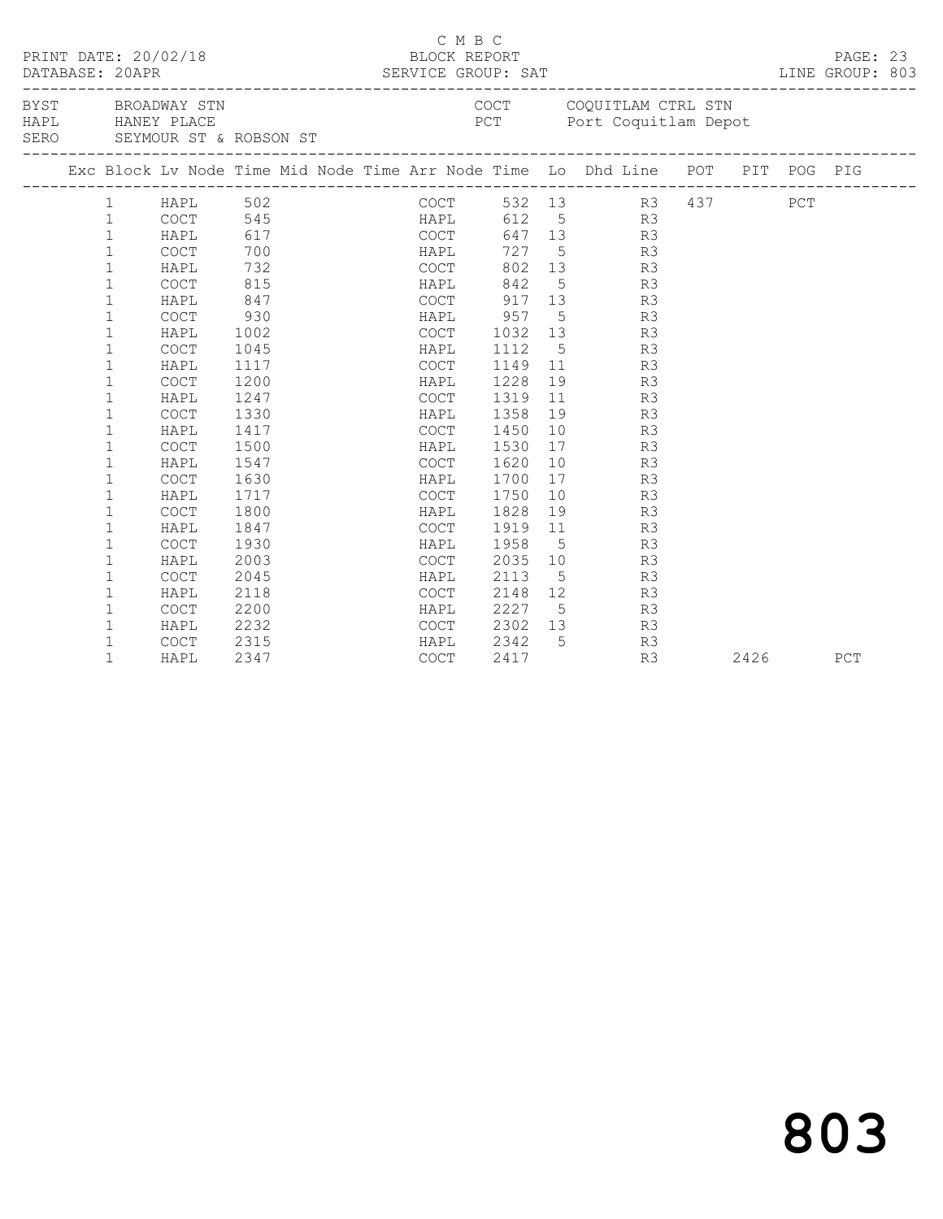C M B C

PRINT DATE: 20/02/18 BLOCK REPORT

DATABASE: 20APR SERVICE GROUP: SAT LINE GROUP: 803

BYST BROADWAY STN COCT COQUITLAM CTRL STN
HAPL HANEY PLACE PCT Port Coquitlam Depot
SERO SEYMOUR ST & ROBSON ST

| Exc | Block | Lv | Node | Time | Mid Node | Time | Arr Node | Time | Lo | Dhd | Line | POT | PIT | POG | PIG |
|---|---|---|---|---|---|---|---|---|---|---|---|---|---|---|---|
| | 1 | | HAPL | 502 | | | COCT | 532 | 13 | | R3 | 437 | | PCT | |
| | 1 | | COCT | 545 | | | HAPL | 612 | 5 | | R3 | | | | |
| | 1 | | HAPL | 617 | | | COCT | 647 | 13 | | R3 | | | | |
| | 1 | | COCT | 700 | | | HAPL | 727 | 5 | | R3 | | | | |
| | 1 | | HAPL | 732 | | | COCT | 802 | 13 | | R3 | | | | |
| | 1 | | COCT | 815 | | | HAPL | 842 | 5 | | R3 | | | | |
| | 1 | | HAPL | 847 | | | COCT | 917 | 13 | | R3 | | | | |
| | 1 | | COCT | 930 | | | HAPL | 957 | 5 | | R3 | | | | |
| | 1 | | HAPL | 1002 | | | COCT | 1032 | 13 | | R3 | | | | |
| | 1 | | COCT | 1045 | | | HAPL | 1112 | 5 | | R3 | | | | |
| | 1 | | HAPL | 1117 | | | COCT | 1149 | 11 | | R3 | | | | |
| | 1 | | COCT | 1200 | | | HAPL | 1228 | 19 | | R3 | | | | |
| | 1 | | HAPL | 1247 | | | COCT | 1319 | 11 | | R3 | | | | |
| | 1 | | COCT | 1330 | | | HAPL | 1358 | 19 | | R3 | | | | |
| | 1 | | HAPL | 1417 | | | COCT | 1450 | 10 | | R3 | | | | |
| | 1 | | COCT | 1500 | | | HAPL | 1530 | 17 | | R3 | | | | |
| | 1 | | HAPL | 1547 | | | COCT | 1620 | 10 | | R3 | | | | |
| | 1 | | COCT | 1630 | | | HAPL | 1700 | 17 | | R3 | | | | |
| | 1 | | HAPL | 1717 | | | COCT | 1750 | 10 | | R3 | | | | |
| | 1 | | COCT | 1800 | | | HAPL | 1828 | 19 | | R3 | | | | |
| | 1 | | HAPL | 1847 | | | COCT | 1919 | 11 | | R3 | | | | |
| | 1 | | COCT | 1930 | | | HAPL | 1958 | 5 | | R3 | | | | |
| | 1 | | HAPL | 2003 | | | COCT | 2035 | 10 | | R3 | | | | |
| | 1 | | COCT | 2045 | | | HAPL | 2113 | 5 | | R3 | | | | |
| | 1 | | HAPL | 2118 | | | COCT | 2148 | 12 | | R3 | | | | |
| | 1 | | COCT | 2200 | | | HAPL | 2227 | 5 | | R3 | | | | |
| | 1 | | HAPL | 2232 | | | COCT | 2302 | 13 | | R3 | | | | |
| | 1 | | COCT | 2315 | | | HAPL | 2342 | 5 | | R3 | | | | |
| | 1 | | HAPL | 2347 | | | COCT | 2417 | | | R3 | | 2426 | | PCT |

803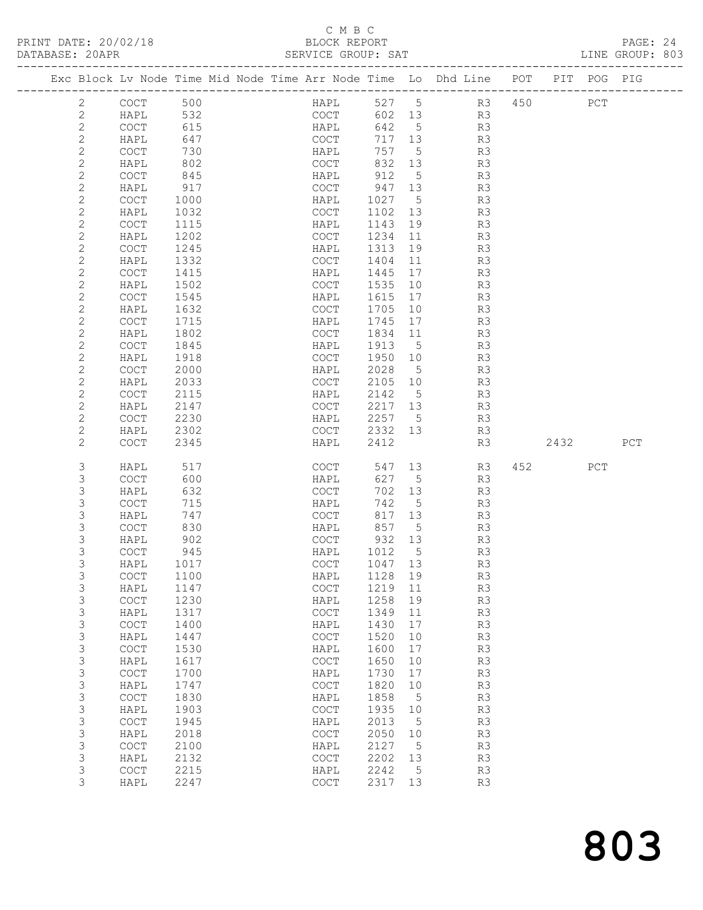C M B C

PRINT DATE: 20/02/18 BLOCK REPORT PAGE: 24
DATABASE: 20APR SERVICE GROUP: SAT LINE GROUP: 803

| Exc | Block | Lv | Node | Time | Mid Node | Time | Arr Node | Time | Lo | Dhd Line | POT | PIT | POG | PIG |
|---|---|---|---|---|---|---|---|---|---|---|---|---|---|---|
| | 2 | | COCT | 500 | | | HAPL | 527 | 5 | R3 | 450 | | PCT | |
| | 2 | | HAPL | 532 | | | COCT | 602 | 13 | R3 | | | | |
| | 2 | | COCT | 615 | | | HAPL | 642 | 5 | R3 | | | | |
| | 2 | | HAPL | 647 | | | COCT | 717 | 13 | R3 | | | | |
| | 2 | | COCT | 730 | | | HAPL | 757 | 5 | R3 | | | | |
| | 2 | | HAPL | 802 | | | COCT | 832 | 13 | R3 | | | | |
| | 2 | | COCT | 845 | | | HAPL | 912 | 5 | R3 | | | | |
| | 2 | | HAPL | 917 | | | COCT | 947 | 13 | R3 | | | | |
| | 2 | | COCT | 1000 | | | HAPL | 1027 | 5 | R3 | | | | |
| | 2 | | HAPL | 1032 | | | COCT | 1102 | 13 | R3 | | | | |
| | 2 | | COCT | 1115 | | | HAPL | 1143 | 19 | R3 | | | | |
| | 2 | | HAPL | 1202 | | | COCT | 1234 | 11 | R3 | | | | |
| | 2 | | COCT | 1245 | | | HAPL | 1313 | 19 | R3 | | | | |
| | 2 | | HAPL | 1332 | | | COCT | 1404 | 11 | R3 | | | | |
| | 2 | | COCT | 1415 | | | HAPL | 1445 | 17 | R3 | | | | |
| | 2 | | HAPL | 1502 | | | COCT | 1535 | 10 | R3 | | | | |
| | 2 | | COCT | 1545 | | | HAPL | 1615 | 17 | R3 | | | | |
| | 2 | | HAPL | 1632 | | | COCT | 1705 | 10 | R3 | | | | |
| | 2 | | COCT | 1715 | | | HAPL | 1745 | 17 | R3 | | | | |
| | 2 | | HAPL | 1802 | | | COCT | 1834 | 11 | R3 | | | | |
| | 2 | | COCT | 1845 | | | HAPL | 1913 | 5 | R3 | | | | |
| | 2 | | HAPL | 1918 | | | COCT | 1950 | 10 | R3 | | | | |
| | 2 | | COCT | 2000 | | | HAPL | 2028 | 5 | R3 | | | | |
| | 2 | | HAPL | 2033 | | | COCT | 2105 | 10 | R3 | | | | |
| | 2 | | COCT | 2115 | | | HAPL | 2142 | 5 | R3 | | | | |
| | 2 | | HAPL | 2147 | | | COCT | 2217 | 13 | R3 | | | | |
| | 2 | | COCT | 2230 | | | HAPL | 2257 | 5 | R3 | | | | |
| | 2 | | HAPL | 2302 | | | COCT | 2332 | 13 | R3 | | | | |
| | 2 | | COCT | 2345 | | | HAPL | 2412 | | R3 | | 2432 | | PCT |
| | 3 | | HAPL | 517 | | | COCT | 547 | 13 | R3 | 452 | | PCT | |
| | 3 | | COCT | 600 | | | HAPL | 627 | 5 | R3 | | | | |
| | 3 | | HAPL | 632 | | | COCT | 702 | 13 | R3 | | | | |
| | 3 | | COCT | 715 | | | HAPL | 742 | 5 | R3 | | | | |
| | 3 | | HAPL | 747 | | | COCT | 817 | 13 | R3 | | | | |
| | 3 | | COCT | 830 | | | HAPL | 857 | 5 | R3 | | | | |
| | 3 | | HAPL | 902 | | | COCT | 932 | 13 | R3 | | | | |
| | 3 | | COCT | 945 | | | HAPL | 1012 | 5 | R3 | | | | |
| | 3 | | HAPL | 1017 | | | COCT | 1047 | 13 | R3 | | | | |
| | 3 | | COCT | 1100 | | | HAPL | 1128 | 19 | R3 | | | | |
| | 3 | | HAPL | 1147 | | | COCT | 1219 | 11 | R3 | | | | |
| | 3 | | COCT | 1230 | | | HAPL | 1258 | 19 | R3 | | | | |
| | 3 | | HAPL | 1317 | | | COCT | 1349 | 11 | R3 | | | | |
| | 3 | | COCT | 1400 | | | HAPL | 1430 | 17 | R3 | | | | |
| | 3 | | HAPL | 1447 | | | COCT | 1520 | 10 | R3 | | | | |
| | 3 | | COCT | 1530 | | | HAPL | 1600 | 17 | R3 | | | | |
| | 3 | | HAPL | 1617 | | | COCT | 1650 | 10 | R3 | | | | |
| | 3 | | COCT | 1700 | | | HAPL | 1730 | 17 | R3 | | | | |
| | 3 | | HAPL | 1747 | | | COCT | 1820 | 10 | R3 | | | | |
| | 3 | | COCT | 1830 | | | HAPL | 1858 | 5 | R3 | | | | |
| | 3 | | HAPL | 1903 | | | COCT | 1935 | 10 | R3 | | | | |
| | 3 | | COCT | 1945 | | | HAPL | 2013 | 5 | R3 | | | | |
| | 3 | | HAPL | 2018 | | | COCT | 2050 | 10 | R3 | | | | |
| | 3 | | COCT | 2100 | | | HAPL | 2127 | 5 | R3 | | | | |
| | 3 | | HAPL | 2132 | | | COCT | 2202 | 13 | R3 | | | | |
| | 3 | | COCT | 2215 | | | HAPL | 2242 | 5 | R3 | | | | |
| | 3 | | HAPL | 2247 | | | COCT | 2317 | 13 | R3 | | | | |

803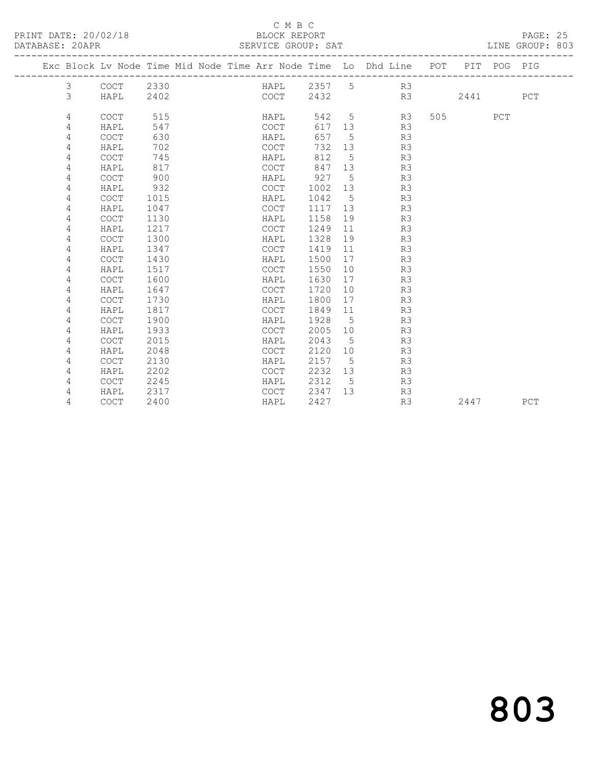C M B C

BLOCK REPORT

PRINT DATE: 20/02/18

DATABASE: 20APR

SERVICE GROUP: SAT

LINE GROUP: 803

| Exc | Block | Lv Node | Time | Mid Node | Time | Arr Node | Time | Lo | Dhd Line | POT | PIT | POG | PIG |
|---|---|---|---|---|---|---|---|---|---|---|---|---|---|
| | 3 | COCT | 2330 | | | HAPL | 2357 | 5 | R3 | | | | |
| | 3 | HAPL | 2402 | | | COCT | 2432 | | R3 | | 2441 | | PCT |
| | 4 | COCT | 515 | | | HAPL | 542 | 5 | R3 | 505 | | PCT | |
| | 4 | HAPL | 547 | | | COCT | 617 | 13 | R3 | | | | |
| | 4 | COCT | 630 | | | HAPL | 657 | 5 | R3 | | | | |
| | 4 | HAPL | 702 | | | COCT | 732 | 13 | R3 | | | | |
| | 4 | COCT | 745 | | | HAPL | 812 | 5 | R3 | | | | |
| | 4 | HAPL | 817 | | | COCT | 847 | 13 | R3 | | | | |
| | 4 | COCT | 900 | | | HAPL | 927 | 5 | R3 | | | | |
| | 4 | HAPL | 932 | | | COCT | 1002 | 13 | R3 | | | | |
| | 4 | COCT | 1015 | | | HAPL | 1042 | 5 | R3 | | | | |
| | 4 | HAPL | 1047 | | | COCT | 1117 | 13 | R3 | | | | |
| | 4 | COCT | 1130 | | | HAPL | 1158 | 19 | R3 | | | | |
| | 4 | HAPL | 1217 | | | COCT | 1249 | 11 | R3 | | | | |
| | 4 | COCT | 1300 | | | HAPL | 1328 | 19 | R3 | | | | |
| | 4 | HAPL | 1347 | | | COCT | 1419 | 11 | R3 | | | | |
| | 4 | COCT | 1430 | | | HAPL | 1500 | 17 | R3 | | | | |
| | 4 | HAPL | 1517 | | | COCT | 1550 | 10 | R3 | | | | |
| | 4 | COCT | 1600 | | | HAPL | 1630 | 17 | R3 | | | | |
| | 4 | HAPL | 1647 | | | COCT | 1720 | 10 | R3 | | | | |
| | 4 | COCT | 1730 | | | HAPL | 1800 | 17 | R3 | | | | |
| | 4 | HAPL | 1817 | | | COCT | 1849 | 11 | R3 | | | | |
| | 4 | COCT | 1900 | | | HAPL | 1928 | 5 | R3 | | | | |
| | 4 | HAPL | 1933 | | | COCT | 2005 | 10 | R3 | | | | |
| | 4 | COCT | 2015 | | | HAPL | 2043 | 5 | R3 | | | | |
| | 4 | HAPL | 2048 | | | COCT | 2120 | 10 | R3 | | | | |
| | 4 | COCT | 2130 | | | HAPL | 2157 | 5 | R3 | | | | |
| | 4 | HAPL | 2202 | | | COCT | 2232 | 13 | R3 | | | | |
| | 4 | COCT | 2245 | | | HAPL | 2312 | 5 | R3 | | | | |
| | 4 | HAPL | 2317 | | | COCT | 2347 | 13 | R3 | | | | |
| | 4 | COCT | 2400 | | | HAPL | 2427 | | R3 | | 2447 | | PCT |

803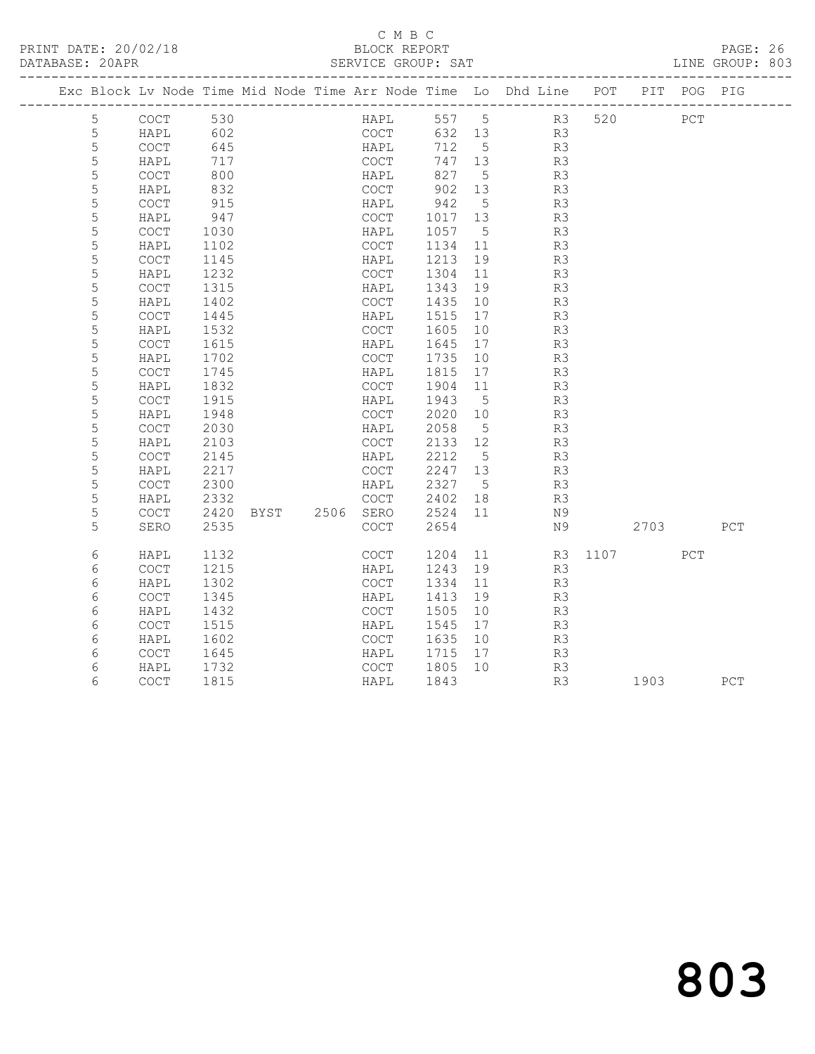C M B C

PRINT DATE: 20/02/18 BLOCK REPORT PAGE: 26
DATABASE: 20APR SERVICE GROUP: SAT LINE GROUP: 803

| Exc | Block | Lv Node | Time | Mid Node | Time | Arr Node | Time | Lo | Dhd Line | POT | PIT | POG | PIG |
|---|---|---|---|---|---|---|---|---|---|---|---|---|---|
| | 5 | COCT | 530 | | | HAPL | 557 | 5 | R3 | 520 | | PCT | |
| | 5 | HAPL | 602 | | | COCT | 632 | 13 | R3 | | | | |
| | 5 | COCT | 645 | | | HAPL | 712 | 5 | R3 | | | | |
| | 5 | HAPL | 717 | | | COCT | 747 | 13 | R3 | | | | |
| | 5 | COCT | 800 | | | HAPL | 827 | 5 | R3 | | | | |
| | 5 | HAPL | 832 | | | COCT | 902 | 13 | R3 | | | | |
| | 5 | COCT | 915 | | | HAPL | 942 | 5 | R3 | | | | |
| | 5 | HAPL | 947 | | | COCT | 1017 | 13 | R3 | | | | |
| | 5 | COCT | 1030 | | | HAPL | 1057 | 5 | R3 | | | | |
| | 5 | HAPL | 1102 | | | COCT | 1134 | 11 | R3 | | | | |
| | 5 | COCT | 1145 | | | HAPL | 1213 | 19 | R3 | | | | |
| | 5 | HAPL | 1232 | | | COCT | 1304 | 11 | R3 | | | | |
| | 5 | COCT | 1315 | | | HAPL | 1343 | 19 | R3 | | | | |
| | 5 | HAPL | 1402 | | | COCT | 1435 | 10 | R3 | | | | |
| | 5 | COCT | 1445 | | | HAPL | 1515 | 17 | R3 | | | | |
| | 5 | HAPL | 1532 | | | COCT | 1605 | 10 | R3 | | | | |
| | 5 | COCT | 1615 | | | HAPL | 1645 | 17 | R3 | | | | |
| | 5 | HAPL | 1702 | | | COCT | 1735 | 10 | R3 | | | | |
| | 5 | COCT | 1745 | | | HAPL | 1815 | 17 | R3 | | | | |
| | 5 | HAPL | 1832 | | | COCT | 1904 | 11 | R3 | | | | |
| | 5 | COCT | 1915 | | | HAPL | 1943 | 5 | R3 | | | | |
| | 5 | HAPL | 1948 | | | COCT | 2020 | 10 | R3 | | | | |
| | 5 | COCT | 2030 | | | HAPL | 2058 | 5 | R3 | | | | |
| | 5 | HAPL | 2103 | | | COCT | 2133 | 12 | R3 | | | | |
| | 5 | COCT | 2145 | | | HAPL | 2212 | 5 | R3 | | | | |
| | 5 | HAPL | 2217 | | | COCT | 2247 | 13 | R3 | | | | |
| | 5 | COCT | 2300 | | | HAPL | 2327 | 5 | R3 | | | | |
| | 5 | HAPL | 2332 | | | COCT | 2402 | 18 | R3 | | | | |
| | 5 | COCT | 2420 | BYST | 2506 | SERO | 2524 | 11 | N9 | | | | |
| | 5 | SERO | 2535 | | | COCT | 2654 | | N9 | | 2703 | | PCT |
| | 6 | HAPL | 1132 | | | COCT | 1204 | 11 | R3 | 1107 | | PCT | |
| | 6 | COCT | 1215 | | | HAPL | 1243 | 19 | R3 | | | | |
| | 6 | HAPL | 1302 | | | COCT | 1334 | 11 | R3 | | | | |
| | 6 | COCT | 1345 | | | HAPL | 1413 | 19 | R3 | | | | |
| | 6 | HAPL | 1432 | | | COCT | 1505 | 10 | R3 | | | | |
| | 6 | COCT | 1515 | | | HAPL | 1545 | 17 | R3 | | | | |
| | 6 | HAPL | 1602 | | | COCT | 1635 | 10 | R3 | | | | |
| | 6 | COCT | 1645 | | | HAPL | 1715 | 17 | R3 | | | | |
| | 6 | HAPL | 1732 | | | COCT | 1805 | 10 | R3 | | | | |
| | 6 | COCT | 1815 | | | HAPL | 1843 | | R3 | | 1903 | | PCT |

803